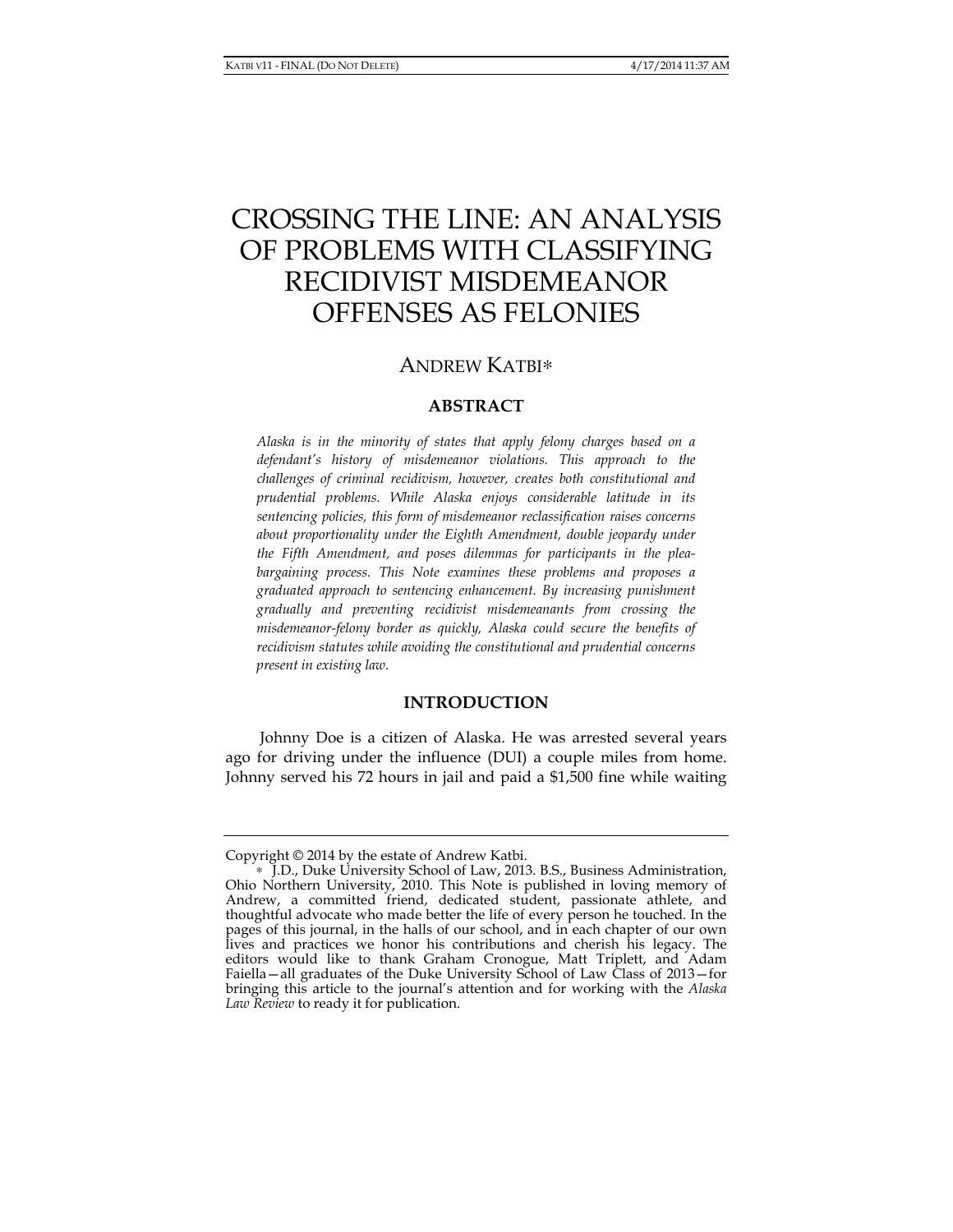# CROSSING THE LINE: AN ANALYSIS OF PROBLEMS WITH CLASSIFYING RECIDIVIST MISDEMEANOR OFFENSES AS FELONIES

ANDREW KATBI*

## ABSTRACT

*Alaska is in the minority of states that apply felony charges based on a defendant's history of misdemeanor violations. This approach to the challenges of criminal recidivism, however, creates both constitutional and prudential problems. While Alaska enjoys considerable latitude in its sentencing policies, this form of misdemeanor reclassification raises concerns about proportionality under the Eighth Amendment, double jeopardy under the Fifth Amendment, and poses dilemmas for participants in the plea-bargaining process. This Note examines these problems and proposes a graduated approach to sentencing enhancement. By increasing punishment gradually and preventing recidivist misdemeanants from crossing the misdemeanor-felony border as quickly, Alaska could secure the benefits of recidivism statutes while avoiding the constitutional and prudential concerns present in existing law.*

## INTRODUCTION

Johnny Doe is a citizen of Alaska. He was arrested several years ago for driving under the influence (DUI) a couple miles from home. Johnny served his 72 hours in jail and paid a $1,500 fine while waiting

---

Copyright © 2014 by the estate of Andrew Katbi.

\* J.D., Duke University School of Law, 2013. B.S., Business Administration, Ohio Northern University, 2010. This Note is published in loving memory of Andrew, a committed friend, dedicated student, passionate athlete, and thoughtful advocate who made better the life of every person he touched. In the pages of this journal, in the halls of our school, and in each chapter of our own lives and practices we honor his contributions and cherish his legacy. The editors would like to thank Graham Cronogue, Matt Triplett, and Adam Faiella—all graduates of the Duke University School of Law Class of 2013—for bringing this article to the journal's attention and for working with the *Alaska Law Review* to ready it for publication.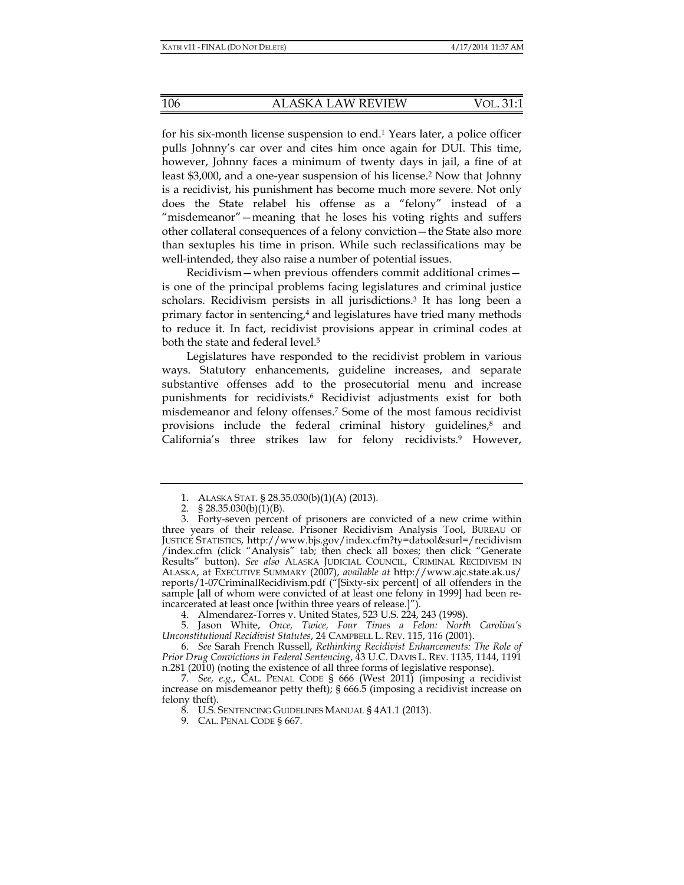for his six-month license suspension to end.[1] Years later, a police officer pulls Johnny's car over and cites him once again for DUI. This time, however, Johnny faces a minimum of twenty days in jail, a fine of at least $3,000, and a one-year suspension of his license.[2] Now that Johnny is a recidivist, his punishment has become much more severe. Not only does the State relabel his offense as a "felony" instead of a "misdemeanor"—meaning that he loses his voting rights and suffers other collateral consequences of a felony conviction—the State also more than sextuples his time in prison. While such reclassifications may be well-intended, they also raise a number of potential issues.

Recidivism—when previous offenders commit additional crimes—is one of the principal problems facing legislatures and criminal justice scholars. Recidivism persists in all jurisdictions.[3] It has long been a primary factor in sentencing,[4] and legislatures have tried many methods to reduce it. In fact, recidivist provisions appear in criminal codes at both the state and federal level.[5]

Legislatures have responded to the recidivist problem in various ways. Statutory enhancements, guideline increases, and separate substantive offenses add to the prosecutorial menu and increase punishments for recidivists.[6] Recidivist adjustments exist for both misdemeanor and felony offenses.[7] Some of the most famous recidivist provisions include the federal criminal history guidelines,[8] and California's three strikes law for felony recidivists.[9] However,

---

1. ALASKA STAT. § 28.35.030(b)(1)(A) (2013).

2. § 28.35.030(b)(1)(B).

3. Forty-seven percent of prisoners are convicted of a new crime within three years of their release. Prisoner Recidivism Analysis Tool, BUREAU OF JUSTICE STATISTICS, http://www.bjs.gov/index.cfm?ty=datool&surl=/recidivism/index.cfm (click "Analysis" tab; then check all boxes; then click "Generate Results" button). *See also* ALASKA JUDICIAL COUNCIL, CRIMINAL RECIDIVISM IN ALASKA, at EXECUTIVE SUMMARY (2007), *available at* http://www.ajc.state.ak.us/reports/1-07CriminalRecidivism.pdf ("[Sixty-six percent] of all offenders in the sample [all of whom were convicted of at least one felony in 1999] had been re-incarcerated at least once [within three years of release.]").

4. Almendarez-Torres v. United States, 523 U.S. 224, 243 (1998).

5. Jason White, *Once, Twice, Four Times a Felon: North Carolina's Unconstitutional Recidivist Statutes*, 24 CAMPBELL L. REV. 115, 116 (2001).

6. *See* Sarah French Russell, *Rethinking Recidivist Enhancements: The Role of Prior Drug Convictions in Federal Sentencing*, 43 U.C. DAVIS L. REV. 1135, 1144, 1191 n.281 (2010) (noting the existence of all three forms of legislative response).

7. *See, e.g.*, CAL. PENAL CODE § 666 (West 2011) (imposing a recidivist increase on misdemeanor petty theft); § 666.5 (imposing a recidivist increase on felony theft).

8. U.S. SENTENCING GUIDELINES MANUAL § 4A1.1 (2013).

9. CAL. PENAL CODE § 667.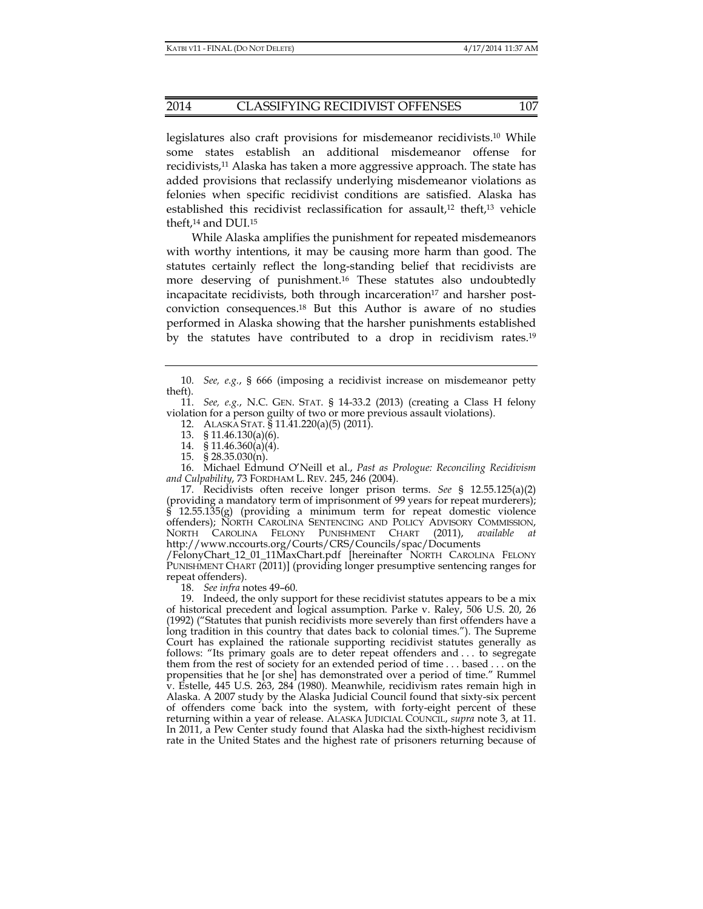legislatures also craft provisions for misdemeanor recidivists.[10] While some states establish an additional misdemeanor offense for recidivists,[11] Alaska has taken a more aggressive approach. The state has added provisions that reclassify underlying misdemeanor violations as felonies when specific recidivist conditions are satisfied. Alaska has established this recidivist reclassification for assault,[12] theft,[13] vehicle theft,[14] and DUI.[15]

While Alaska amplifies the punishment for repeated misdemeanors with worthy intentions, it may be causing more harm than good. The statutes certainly reflect the long-standing belief that recidivists are more deserving of punishment.[16] These statutes also undoubtedly incapacitate recidivists, both through incarceration[17] and harsher post-conviction consequences.[18] But this Author is aware of no studies performed in Alaska showing that the harsher punishments established by the statutes have contributed to a drop in recidivism rates.[19]

---

10. *See, e.g.*, § 666 (imposing a recidivist increase on misdemeanor petty theft).

11. *See, e.g.*, N.C. GEN. STAT. § 14-33.2 (2013) (creating a Class H felony violation for a person guilty of two or more previous assault violations).

12. ALASKA STAT. § 11.41.220(a)(5) (2011).

13. § 11.46.130(a)(6).

14. § 11.46.360(a)(4).

15. § 28.35.030(n).

16. Michael Edmund O'Neill et al., *Past as Prologue: Reconciling Recidivism and Culpability*, 73 FORDHAM L. REV. 245, 246 (2004).

17. Recidivists often receive longer prison terms. *See* § 12.55.125(a)(2) (providing a mandatory term of imprisonment of 99 years for repeat murderers); § 12.55.135(g) (providing a minimum term for repeat domestic violence offenders); NORTH CAROLINA SENTENCING AND POLICY ADVISORY COMMISSION, NORTH CAROLINA FELONY PUNISHMENT CHART (2011), *available at* http://www.nccourts.org/Courts/CRS/Councils/spac/Documents/FelonyChart_12_01_11MaxChart.pdf [hereinafter NORTH CAROLINA FELONY PUNISHMENT CHART (2011)] (providing longer presumptive sentencing ranges for repeat offenders).

18. *See infra* notes 49–60.

19. Indeed, the only support for these recidivist statutes appears to be a mix of historical precedent and logical assumption. Parke v. Raley, 506 U.S. 20, 26 (1992) ("Statutes that punish recidivists more severely than first offenders have a long tradition in this country that dates back to colonial times."). The Supreme Court has explained the rationale supporting recidivist statutes generally as follows: "Its primary goals are to deter repeat offenders and . . . to segregate them from the rest of society for an extended period of time . . . based . . . on the propensities that he [or she] has demonstrated over a period of time." Rummel v. Estelle, 445 U.S. 263, 284 (1980). Meanwhile, recidivism rates remain high in Alaska. A 2007 study by the Alaska Judicial Council found that sixty-six percent of offenders come back into the system, with forty-eight percent of these returning within a year of release. ALASKA JUDICIAL COUNCIL, *supra* note 3, at 11. In 2011, a Pew Center study found that Alaska had the sixth-highest recidivism rate in the United States and the highest rate of prisoners returning because of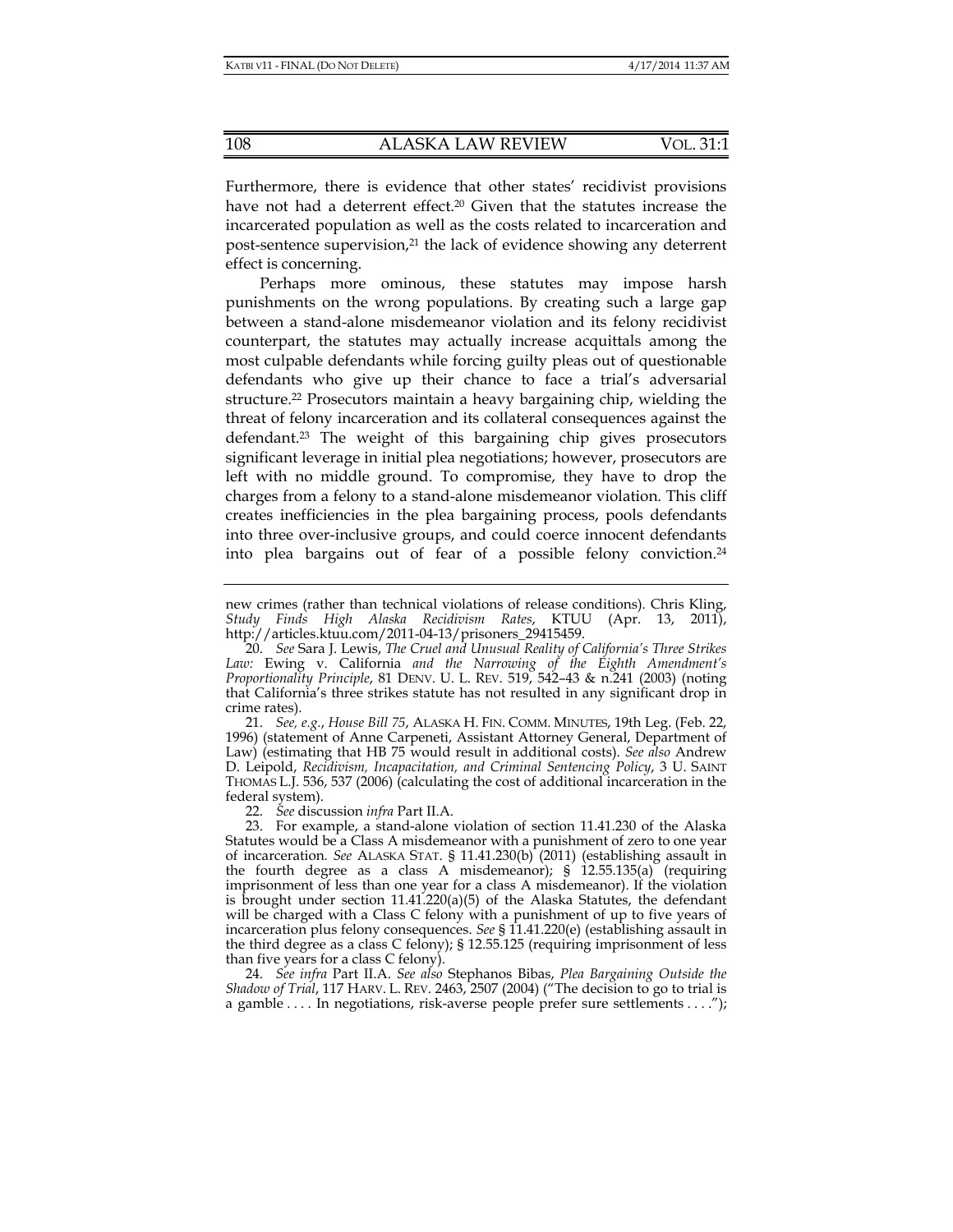Furthermore, there is evidence that other states' recidivist provisions have not had a deterrent effect.[20] Given that the statutes increase the incarcerated population as well as the costs related to incarceration and post-sentence supervision,[21] the lack of evidence showing any deterrent effect is concerning.

Perhaps more ominous, these statutes may impose harsh punishments on the wrong populations. By creating such a large gap between a stand-alone misdemeanor violation and its felony recidivist counterpart, the statutes may actually increase acquittals among the most culpable defendants while forcing guilty pleas out of questionable defendants who give up their chance to face a trial's adversarial structure.[22] Prosecutors maintain a heavy bargaining chip, wielding the threat of felony incarceration and its collateral consequences against the defendant.[23] The weight of this bargaining chip gives prosecutors significant leverage in initial plea negotiations; however, prosecutors are left with no middle ground. To compromise, they have to drop the charges from a felony to a stand-alone misdemeanor violation. This cliff creates inefficiencies in the plea bargaining process, pools defendants into three over-inclusive groups, and could coerce innocent defendants into plea bargains out of fear of a possible felony conviction.[24]

---

new crimes (rather than technical violations of release conditions). Chris Kling, *Study Finds High Alaska Recidivism Rates*, KTUU (Apr. 13, 2011), http://articles.ktuu.com/2011-04-13/prisoners_29415459.

20. *See* Sara J. Lewis, *The Cruel and Unusual Reality of California's Three Strikes Law:* Ewing v. California *and the Narrowing of the Eighth Amendment's Proportionality Principle*, 81 DENV. U. L. REV. 519, 542–43 & n.241 (2003) (noting that California's three strikes statute has not resulted in any significant drop in crime rates).

21. *See, e.g.*, *House Bill 75*, ALASKA H. FIN. COMM. MINUTES, 19th Leg. (Feb. 22, 1996) (statement of Anne Carpeneti, Assistant Attorney General, Department of Law) (estimating that HB 75 would result in additional costs). *See also* Andrew D. Leipold, *Recidivism, Incapacitation, and Criminal Sentencing Policy*, 3 U. SAINT THOMAS L.J. 536, 537 (2006) (calculating the cost of additional incarceration in the federal system).

22. *See* discussion *infra* Part II.A.

23. For example, a stand-alone violation of section 11.41.230 of the Alaska Statutes would be a Class A misdemeanor with a punishment of zero to one year of incarceration. *See* ALASKA STAT. § 11.41.230(b) (2011) (establishing assault in the fourth degree as a class A misdemeanor); § 12.55.135(a) (requiring imprisonment of less than one year for a class A misdemeanor). If the violation is brought under section 11.41.220(a)(5) of the Alaska Statutes, the defendant will be charged with a Class C felony with a punishment of up to five years of incarceration plus felony consequences. *See* § 11.41.220(e) (establishing assault in the third degree as a class C felony); § 12.55.125 (requiring imprisonment of less than five years for a class C felony).

24. *See infra* Part II.A. *See also* Stephanos Bibas, *Plea Bargaining Outside the Shadow of Trial*, 117 HARV. L. REV. 2463, 2507 (2004) ("The decision to go to trial is a gamble . . . . In negotiations, risk-averse people prefer sure settlements . . . .");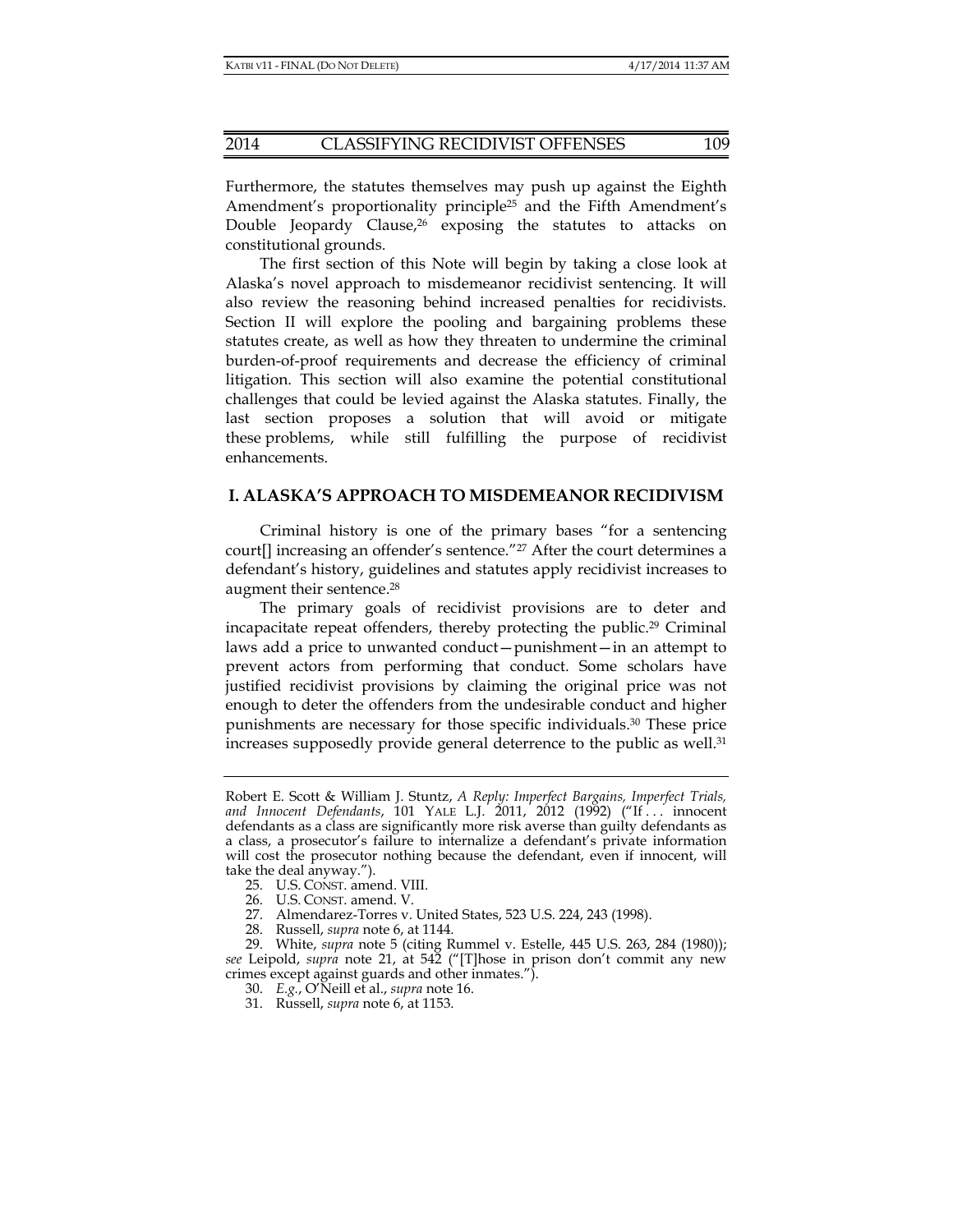Furthermore, the statutes themselves may push up against the Eighth Amendment's proportionality principle[25] and the Fifth Amendment's Double Jeopardy Clause,[26] exposing the statutes to attacks on constitutional grounds.

The first section of this Note will begin by taking a close look at Alaska's novel approach to misdemeanor recidivist sentencing. It will also review the reasoning behind increased penalties for recidivists. Section II will explore the pooling and bargaining problems these statutes create, as well as how they threaten to undermine the criminal burden-of-proof requirements and decrease the efficiency of criminal litigation. This section will also examine the potential constitutional challenges that could be levied against the Alaska statutes. Finally, the last section proposes a solution that will avoid or mitigate these problems, while still fulfilling the purpose of recidivist enhancements.

## I. ALASKA'S APPROACH TO MISDEMEANOR RECIDIVISM

Criminal history is one of the primary bases "for a sentencing court[] increasing an offender's sentence."[27] After the court determines a defendant's history, guidelines and statutes apply recidivist increases to augment their sentence.[28]

The primary goals of recidivist provisions are to deter and incapacitate repeat offenders, thereby protecting the public.[29] Criminal laws add a price to unwanted conduct—punishment—in an attempt to prevent actors from performing that conduct. Some scholars have justified recidivist provisions by claiming the original price was not enough to deter the offenders from the undesirable conduct and higher punishments are necessary for those specific individuals.[30] These price increases supposedly provide general deterrence to the public as well.[31]

---

Robert E. Scott & William J. Stuntz, *A Reply: Imperfect Bargains, Imperfect Trials, and Innocent Defendants*, 101 YALE L.J. 2011, 2012 (1992) ("If . . . innocent defendants as a class are significantly more risk averse than guilty defendants as a class, a prosecutor's failure to internalize a defendant's private information will cost the prosecutor nothing because the defendant, even if innocent, will take the deal anyway.").

25. U.S. CONST. amend. VIII.

26. U.S. CONST. amend. V.

27. Almendarez-Torres v. United States, 523 U.S. 224, 243 (1998).

28. Russell, *supra* note 6, at 1144.

29. White, *supra* note 5 (citing Rummel v. Estelle, 445 U.S. 263, 284 (1980)); *see* Leipold, *supra* note 21, at 542 ("[T]hose in prison don't commit any new crimes except against guards and other inmates.").

30. *E.g.*, O'Neill et al., *supra* note 16.

31. Russell, *supra* note 6, at 1153.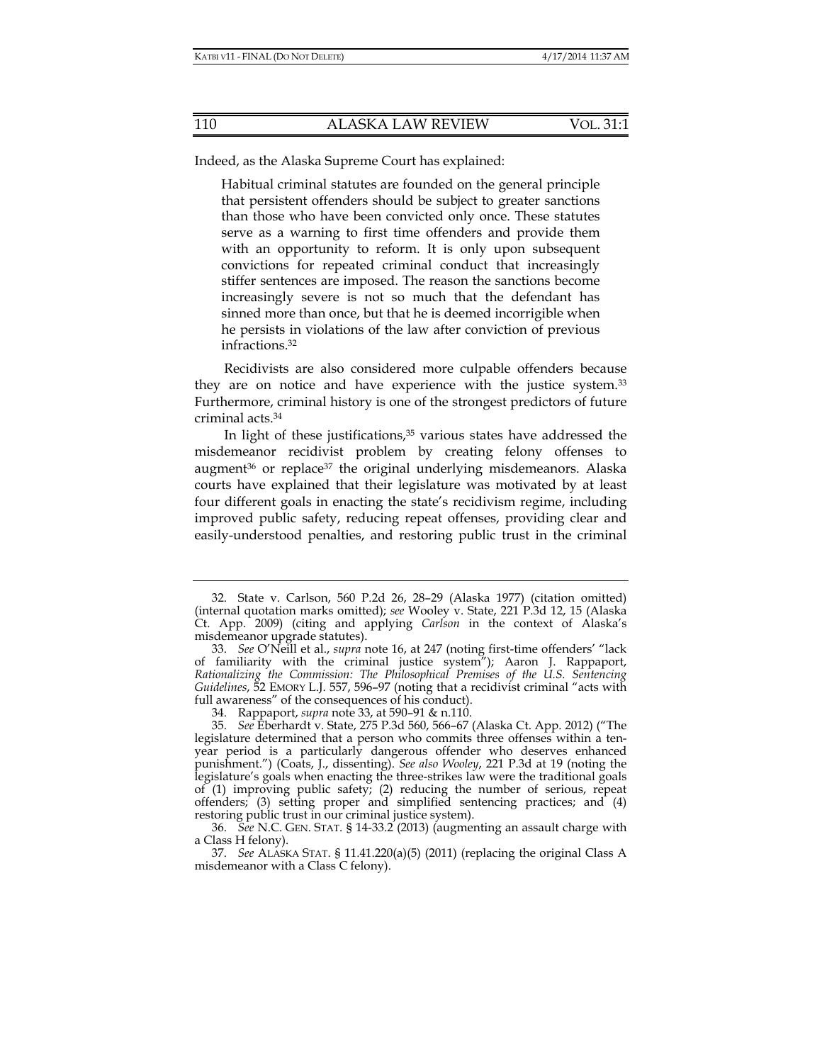Indeed, as the Alaska Supreme Court has explained:

> Habitual criminal statutes are founded on the general principle that persistent offenders should be subject to greater sanctions than those who have been convicted only once. These statutes serve as a warning to first time offenders and provide them with an opportunity to reform. It is only upon subsequent convictions for repeated criminal conduct that increasingly stiffer sentences are imposed. The reason the sanctions become increasingly severe is not so much that the defendant has sinned more than once, but that he is deemed incorrigible when he persists in violations of the law after conviction of previous infractions.[32]

Recidivists are also considered more culpable offenders because they are on notice and have experience with the justice system.[33] Furthermore, criminal history is one of the strongest predictors of future criminal acts.[34]

In light of these justifications,[35] various states have addressed the misdemeanor recidivist problem by creating felony offenses to augment[36] or replace[37] the original underlying misdemeanors. Alaska courts have explained that their legislature was motivated by at least four different goals in enacting the state's recidivism regime, including improved public safety, reducing repeat offenses, providing clear and easily-understood penalties, and restoring public trust in the criminal

---

32. State v. Carlson, 560 P.2d 26, 28–29 (Alaska 1977) (citation omitted) (internal quotation marks omitted); *see* Wooley v. State, 221 P.3d 12, 15 (Alaska Ct. App. 2009) (citing and applying *Carlson* in the context of Alaska's misdemeanor upgrade statutes).

33. *See* O'Neill et al., *supra* note 16, at 247 (noting first-time offenders' "lack of familiarity with the criminal justice system"); Aaron J. Rappaport, *Rationalizing the Commission: The Philosophical Premises of the U.S. Sentencing Guidelines*, 52 EMORY L.J. 557, 596–97 (noting that a recidivist criminal "acts with full awareness" of the consequences of his conduct).

34. Rappaport, *supra* note 33, at 590–91 & n.110.

35. *See* Eberhardt v. State, 275 P.3d 560, 566–67 (Alaska Ct. App. 2012) ("The legislature determined that a person who commits three offenses within a ten-year period is a particularly dangerous offender who deserves enhanced punishment.") (Coats, J., dissenting). *See also Wooley*, 221 P.3d at 19 (noting the legislature's goals when enacting the three-strikes law were the traditional goals of (1) improving public safety; (2) reducing the number of serious, repeat offenders; (3) setting proper and simplified sentencing practices; and (4) restoring public trust in our criminal justice system).

36. *See* N.C. GEN. STAT. § 14-33.2 (2013) (augmenting an assault charge with a Class H felony).

37. *See* ALASKA STAT. § 11.41.220(a)(5) (2011) (replacing the original Class A misdemeanor with a Class C felony).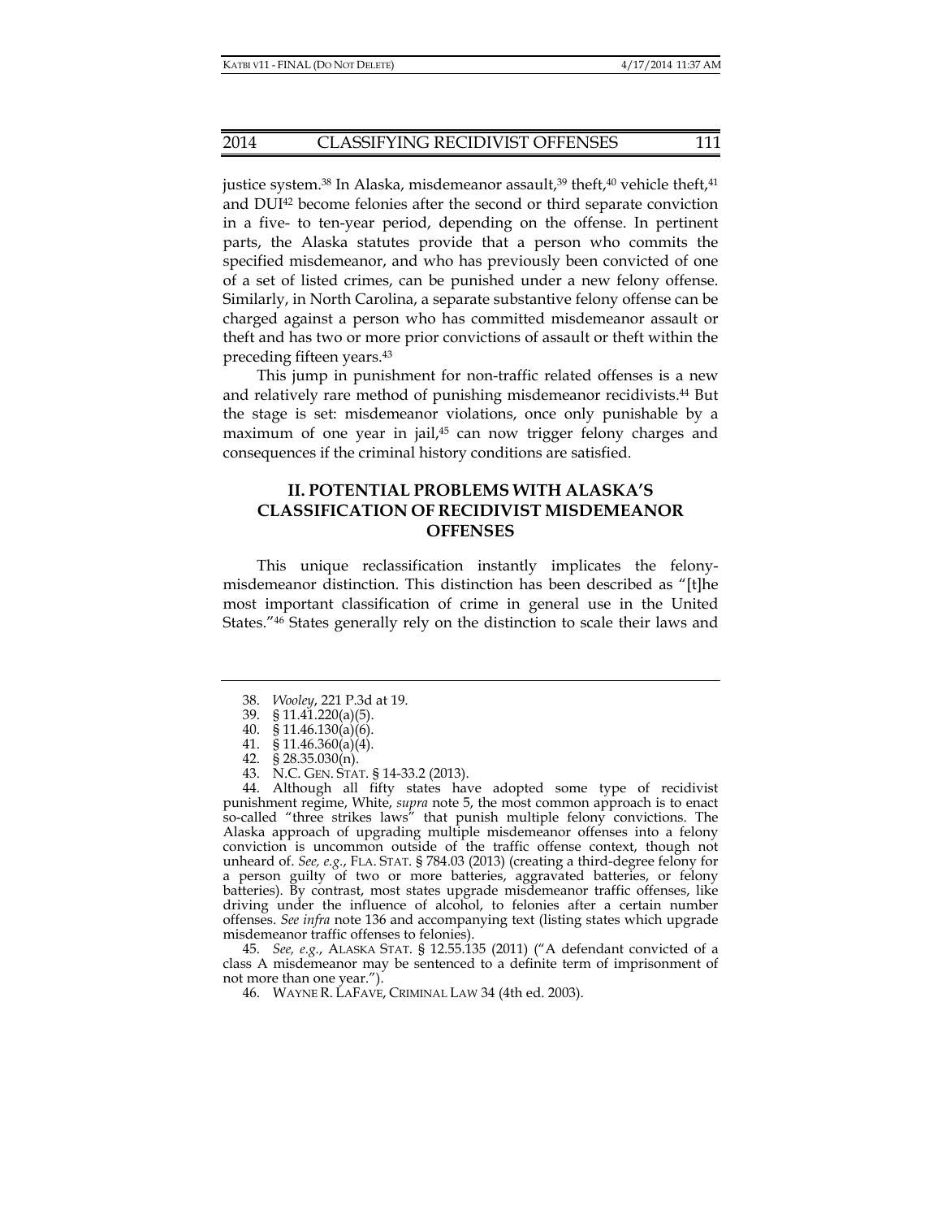justice system.[38] In Alaska, misdemeanor assault,[39] theft,[40] vehicle theft,[41] and DUI[42] become felonies after the second or third separate conviction in a five- to ten-year period, depending on the offense. In pertinent parts, the Alaska statutes provide that a person who commits the specified misdemeanor, and who has previously been convicted of one of a set of listed crimes, can be punished under a new felony offense. Similarly, in North Carolina, a separate substantive felony offense can be charged against a person who has committed misdemeanor assault or theft and has two or more prior convictions of assault or theft within the preceding fifteen years.[43]

This jump in punishment for non-traffic related offenses is a new and relatively rare method of punishing misdemeanor recidivists.[44] But the stage is set: misdemeanor violations, once only punishable by a maximum of one year in jail,[45] can now trigger felony charges and consequences if the criminal history conditions are satisfied.

## II. POTENTIAL PROBLEMS WITH ALASKA'S CLASSIFICATION OF RECIDIVIST MISDEMEANOR OFFENSES

This unique reclassification instantly implicates the felony-misdemeanor distinction. This distinction has been described as "[t]he most important classification of crime in general use in the United States."[46] States generally rely on the distinction to scale their laws and

---

38. *Wooley*, 221 P.3d at 19.

39. § 11.41.220(a)(5).

40. § 11.46.130(a)(6).

41. § 11.46.360(a)(4).

42. § 28.35.030(n).

43. N.C. GEN. STAT. § 14-33.2 (2013).

44. Although all fifty states have adopted some type of recidivist punishment regime, White, *supra* note 5, the most common approach is to enact so-called "three strikes laws" that punish multiple felony convictions. The Alaska approach of upgrading multiple misdemeanor offenses into a felony conviction is uncommon outside of the traffic offense context, though not unheard of. *See, e.g.*, FLA. STAT. § 784.03 (2013) (creating a third-degree felony for a person guilty of two or more batteries, aggravated batteries, or felony batteries). By contrast, most states upgrade misdemeanor traffic offenses, like driving under the influence of alcohol, to felonies after a certain number offenses. *See infra* note 136 and accompanying text (listing states which upgrade misdemeanor traffic offenses to felonies).

45. *See, e.g.*, ALASKA STAT. § 12.55.135 (2011) ("A defendant convicted of a class A misdemeanor may be sentenced to a definite term of imprisonment of not more than one year.").

46. WAYNE R. LAFAVE, CRIMINAL LAW 34 (4th ed. 2003).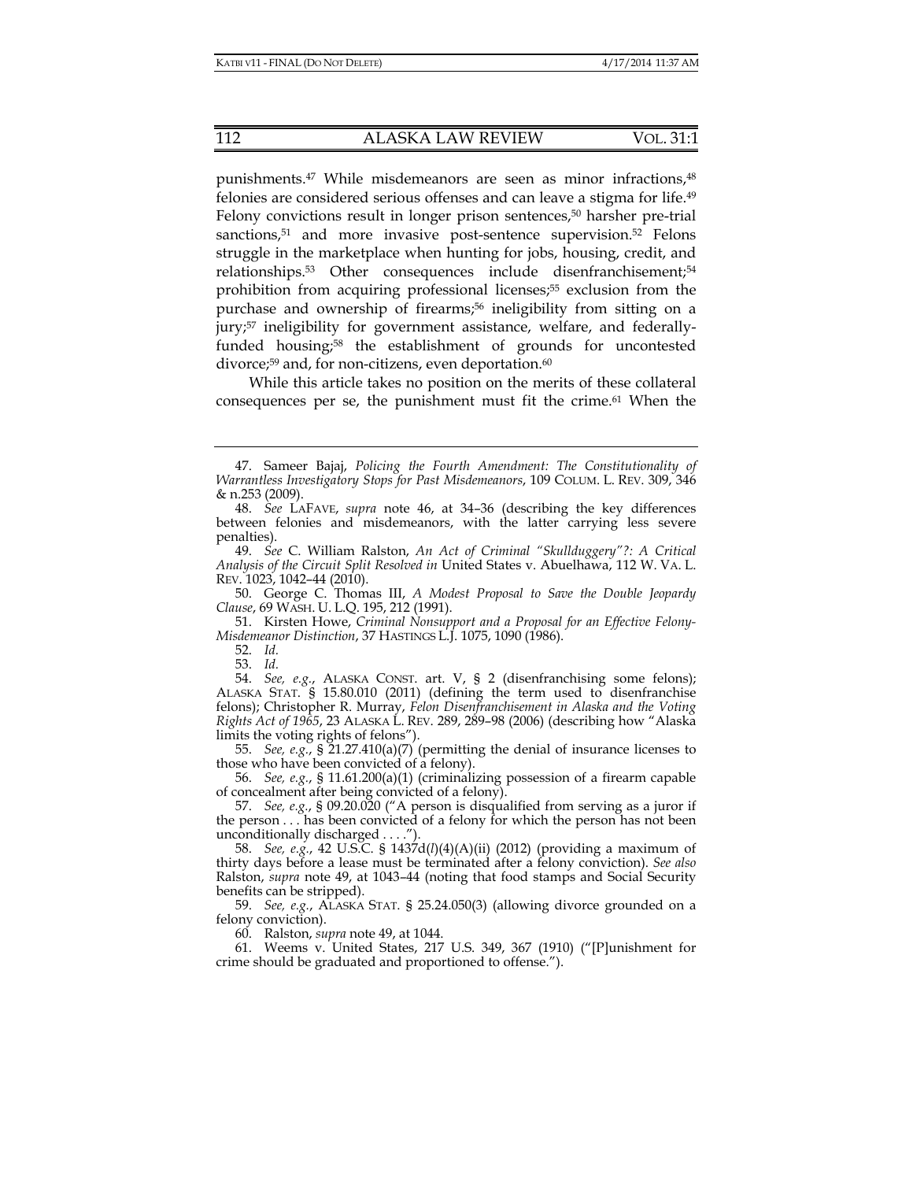punishments.[47] While misdemeanors are seen as minor infractions,[48] felonies are considered serious offenses and can leave a stigma for life.[49] Felony convictions result in longer prison sentences,[50] harsher pre-trial sanctions,[51] and more invasive post-sentence supervision.[52] Felons struggle in the marketplace when hunting for jobs, housing, credit, and relationships.[53] Other consequences include disenfranchisement;[54] prohibition from acquiring professional licenses;[55] exclusion from the purchase and ownership of firearms;[56] ineligibility from sitting on a jury;[57] ineligibility for government assistance, welfare, and federally-funded housing;[58] the establishment of grounds for uncontested divorce;[59] and, for non-citizens, even deportation.[60]

While this article takes no position on the merits of these collateral consequences per se, the punishment must fit the crime.[61] When the

---

47. Sameer Bajaj, *Policing the Fourth Amendment: The Constitutionality of Warrantless Investigatory Stops for Past Misdemeanors*, 109 COLUM. L. REV. 309, 346 & n.253 (2009).

48. *See* LAFAVE, *supra* note 46, at 34–36 (describing the key differences between felonies and misdemeanors, with the latter carrying less severe penalties).

49. *See* C. William Ralston, *An Act of Criminal "Skullduggery"?: A Critical Analysis of the Circuit Split Resolved in* United States v. Abuelhawa, 112 W. VA. L. REV. 1023, 1042–44 (2010).

50. George C. Thomas III, *A Modest Proposal to Save the Double Jeopardy Clause*, 69 WASH. U. L.Q. 195, 212 (1991).

51. Kirsten Howe, *Criminal Nonsupport and a Proposal for an Effective Felony-Misdemeanor Distinction*, 37 HASTINGS L.J. 1075, 1090 (1986).

52. *Id.*

53. *Id.*

54. *See, e.g.*, ALASKA CONST. art. V, § 2 (disenfranchising some felons); ALASKA STAT. § 15.80.010 (2011) (defining the term used to disenfranchise felons); Christopher R. Murray, *Felon Disenfranchisement in Alaska and the Voting Rights Act of 1965*, 23 ALASKA L. REV. 289, 289–98 (2006) (describing how "Alaska limits the voting rights of felons").

55. *See, e.g.*, § 21.27.410(a)(7) (permitting the denial of insurance licenses to those who have been convicted of a felony).

56. *See, e.g.*, § 11.61.200(a)(1) (criminalizing possession of a firearm capable of concealment after being convicted of a felony).

57. *See, e.g.*, § 09.20.020 ("A person is disqualified from serving as a juror if the person . . . has been convicted of a felony for which the person has not been unconditionally discharged . . . .").

58. *See, e.g.*, 42 U.S.C. § 1437d(*l*)(4)(A)(ii) (2012) (providing a maximum of thirty days before a lease must be terminated after a felony conviction). *See also* Ralston, *supra* note 49, at 1043–44 (noting that food stamps and Social Security benefits can be stripped).

59. *See, e.g.*, ALASKA STAT. § 25.24.050(3) (allowing divorce grounded on a felony conviction).

60. Ralston, *supra* note 49, at 1044.

61. Weems v. United States, 217 U.S. 349, 367 (1910) ("[P]unishment for crime should be graduated and proportioned to offense.").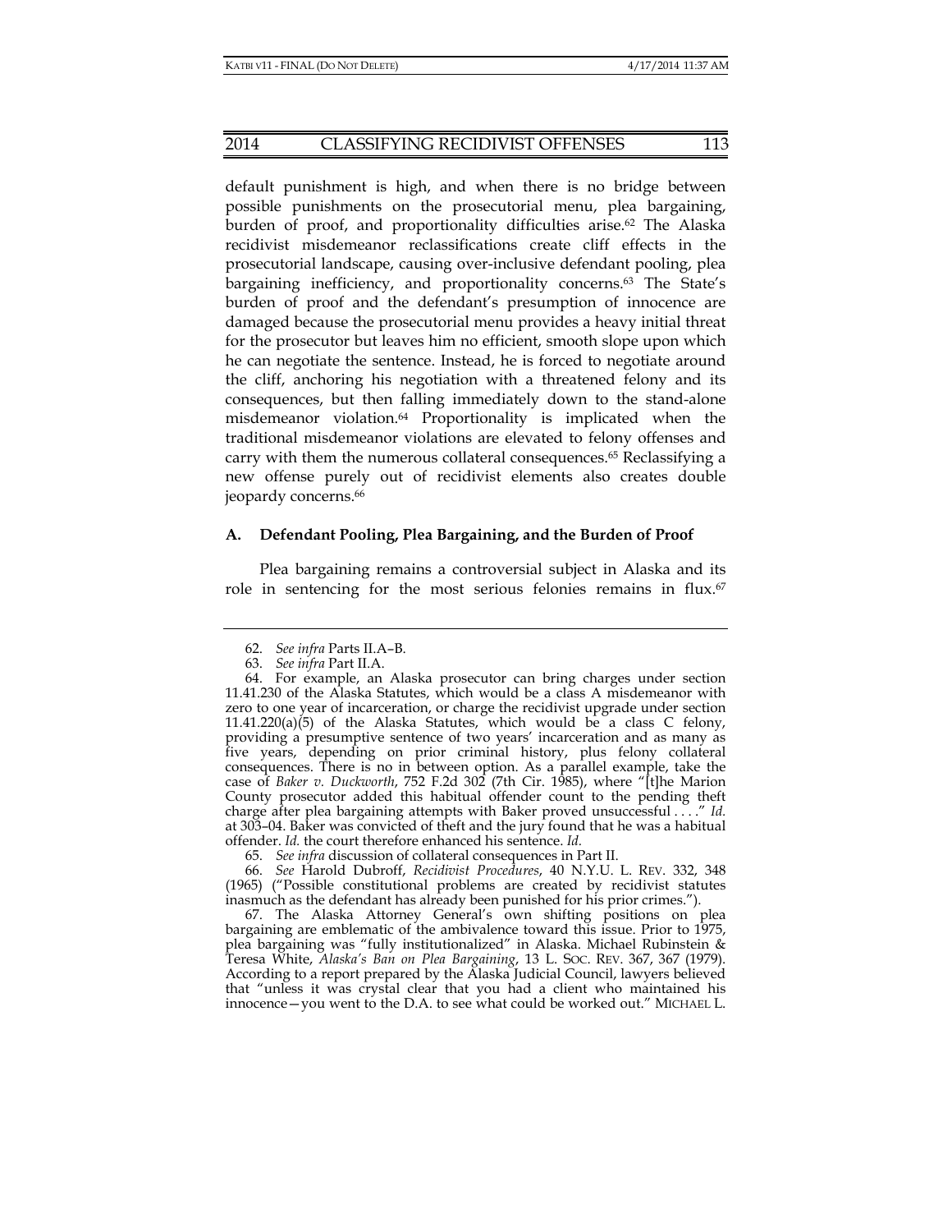default punishment is high, and when there is no bridge between possible punishments on the prosecutorial menu, plea bargaining, burden of proof, and proportionality difficulties arise.[62] The Alaska recidivist misdemeanor reclassifications create cliff effects in the prosecutorial landscape, causing over-inclusive defendant pooling, plea bargaining inefficiency, and proportionality concerns.[63] The State's burden of proof and the defendant's presumption of innocence are damaged because the prosecutorial menu provides a heavy initial threat for the prosecutor but leaves him no efficient, smooth slope upon which he can negotiate the sentence. Instead, he is forced to negotiate around the cliff, anchoring his negotiation with a threatened felony and its consequences, but then falling immediately down to the stand-alone misdemeanor violation.[64] Proportionality is implicated when the traditional misdemeanor violations are elevated to felony offenses and carry with them the numerous collateral consequences.[65] Reclassifying a new offense purely out of recidivist elements also creates double jeopardy concerns.[66]

### A. Defendant Pooling, Plea Bargaining, and the Burden of Proof

Plea bargaining remains a controversial subject in Alaska and its role in sentencing for the most serious felonies remains in flux.[67]

---

62. *See infra* Parts II.A–B.

63. *See infra* Part II.A.

64. For example, an Alaska prosecutor can bring charges under section 11.41.230 of the Alaska Statutes, which would be a class A misdemeanor with zero to one year of incarceration, or charge the recidivist upgrade under section 11.41.220(a)(5) of the Alaska Statutes, which would be a class C felony, providing a presumptive sentence of two years' incarceration and as many as five years, depending on prior criminal history, plus felony collateral consequences. There is no in between option. As a parallel example, take the case of *Baker v. Duckworth*, 752 F.2d 302 (7th Cir. 1985), where "[t]he Marion County prosecutor added this habitual offender count to the pending theft charge after plea bargaining attempts with Baker proved unsuccessful . . . ." *Id.* at 303–04. Baker was convicted of theft and the jury found that he was a habitual offender. *Id.* the court therefore enhanced his sentence. *Id.*

65. *See infra* discussion of collateral consequences in Part II.

66. *See* Harold Dubroff, *Recidivist Procedures*, 40 N.Y.U. L. REV. 332, 348 (1965) ("Possible constitutional problems are created by recidivist statutes inasmuch as the defendant has already been punished for his prior crimes.").

67. The Alaska Attorney General's own shifting positions on plea bargaining are emblematic of the ambivalence toward this issue. Prior to 1975, plea bargaining was "fully institutionalized" in Alaska. Michael Rubinstein & Teresa White, *Alaska's Ban on Plea Bargaining*, 13 L. SOC. REV. 367, 367 (1979). According to a report prepared by the Alaska Judicial Council, lawyers believed that "unless it was crystal clear that you had a client who maintained his innocence—you went to the D.A. to see what could be worked out." MICHAEL L.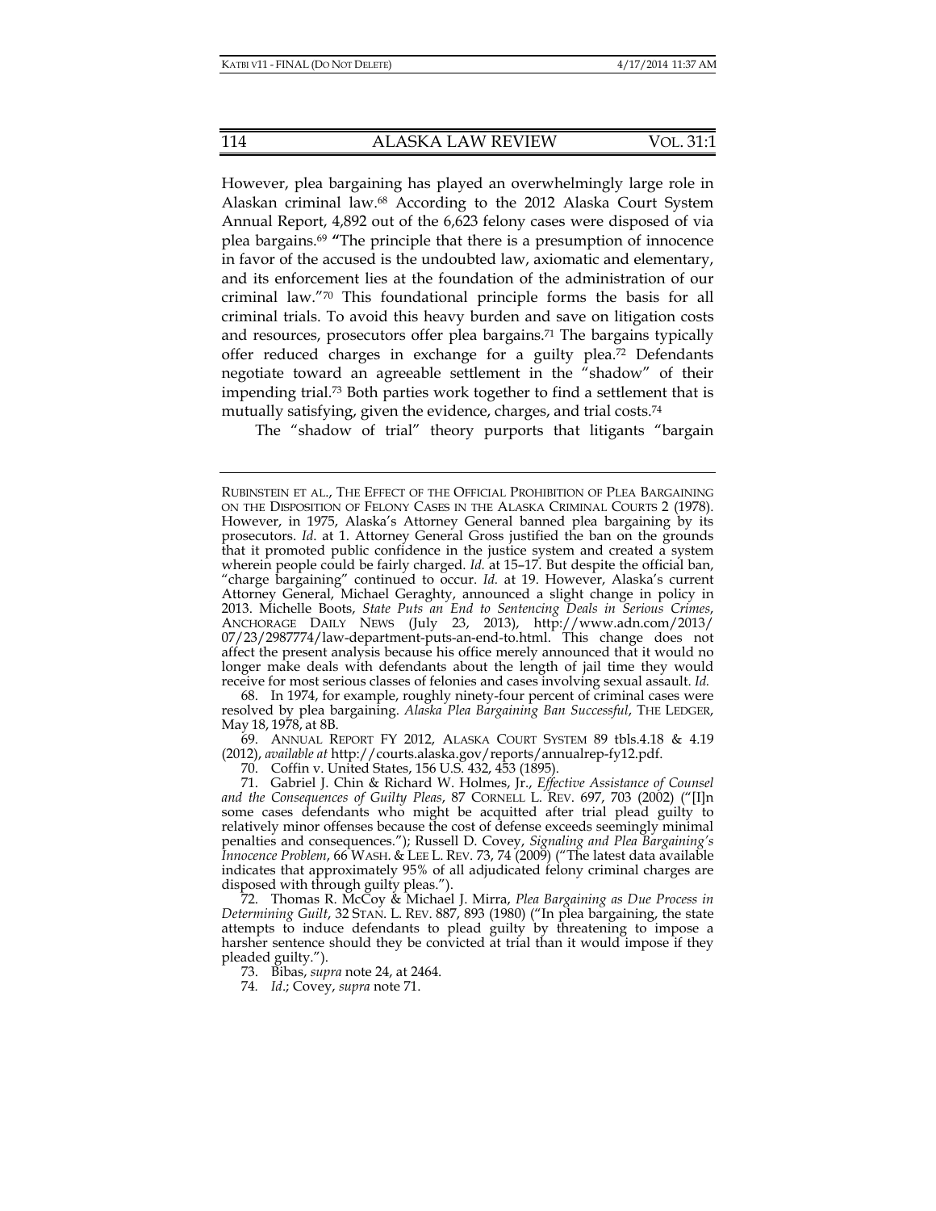However, plea bargaining has played an overwhelmingly large role in Alaskan criminal law.[68] According to the 2012 Alaska Court System Annual Report, 4,892 out of the 6,623 felony cases were disposed of via plea bargains.[69] "The principle that there is a presumption of innocence in favor of the accused is the undoubted law, axiomatic and elementary, and its enforcement lies at the foundation of the administration of our criminal law."[70] This foundational principle forms the basis for all criminal trials. To avoid this heavy burden and save on litigation costs and resources, prosecutors offer plea bargains.[71] The bargains typically offer reduced charges in exchange for a guilty plea.[72] Defendants negotiate toward an agreeable settlement in the "shadow" of their impending trial.[73] Both parties work together to find a settlement that is mutually satisfying, given the evidence, charges, and trial costs.[74]

The "shadow of trial" theory purports that litigants "bargain

---

RUBINSTEIN ET AL., THE EFFECT OF THE OFFICIAL PROHIBITION OF PLEA BARGAINING ON THE DISPOSITION OF FELONY CASES IN THE ALASKA CRIMINAL COURTS 2 (1978). However, in 1975, Alaska's Attorney General banned plea bargaining by its prosecutors. *Id.* at 1. Attorney General Gross justified the ban on the grounds that it promoted public confidence in the justice system and created a system wherein people could be fairly charged. *Id.* at 15–17. But despite the official ban, "charge bargaining" continued to occur. *Id.* at 19. However, Alaska's current Attorney General, Michael Geraghty, announced a slight change in policy in 2013. Michelle Boots, *State Puts an End to Sentencing Deals in Serious Crimes*, ANCHORAGE DAILY NEWS (July 23, 2013), http://www.adn.com/2013/07/23/2987774/law-department-puts-an-end-to.html. This change does not affect the present analysis because his office merely announced that it would no longer make deals with defendants about the length of jail time they would receive for most serious classes of felonies and cases involving sexual assault. *Id.*

68. In 1974, for example, roughly ninety-four percent of criminal cases were resolved by plea bargaining. *Alaska Plea Bargaining Ban Successful*, THE LEDGER, May 18, 1978, at 8B.

69. ANNUAL REPORT FY 2012, ALASKA COURT SYSTEM 89 tbls.4.18 & 4.19 (2012), *available at* http://courts.alaska.gov/reports/annualrep-fy12.pdf.

70. Coffin v. United States, 156 U.S. 432, 453 (1895).

71. Gabriel J. Chin & Richard W. Holmes, Jr., *Effective Assistance of Counsel and the Consequences of Guilty Pleas*, 87 CORNELL L. REV. 697, 703 (2002) ("[I]n some cases defendants who might be acquitted after trial plead guilty to relatively minor offenses because the cost of defense exceeds seemingly minimal penalties and consequences."); Russell D. Covey, *Signaling and Plea Bargaining's Innocence Problem*, 66 WASH. & LEE L. REV. 73, 74 (2009) ("The latest data available indicates that approximately 95% of all adjudicated felony criminal charges are disposed with through guilty pleas.").

72. Thomas R. McCoy & Michael J. Mirra, *Plea Bargaining as Due Process in Determining Guilt*, 32 STAN. L. REV. 887, 893 (1980) ("In plea bargaining, the state attempts to induce defendants to plead guilty by threatening to impose a harsher sentence should they be convicted at trial than it would impose if they pleaded guilty.").

73. Bibas, *supra* note 24, at 2464.

74. *Id*.; Covey, *supra* note 71.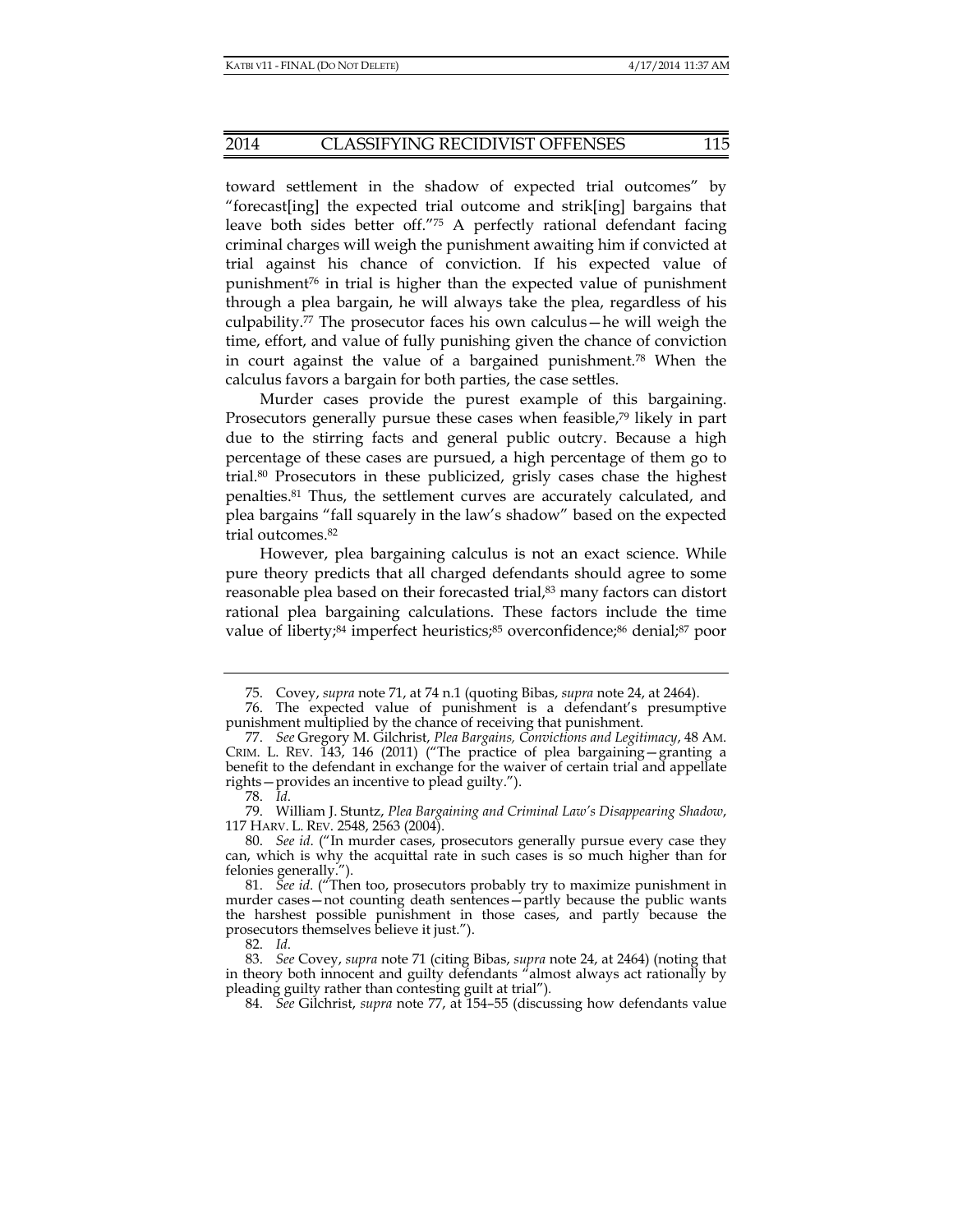toward settlement in the shadow of expected trial outcomes" by "forecast[ing] the expected trial outcome and strik[ing] bargains that leave both sides better off."[75] A perfectly rational defendant facing criminal charges will weigh the punishment awaiting him if convicted at trial against his chance of conviction. If his expected value of punishment[76] in trial is higher than the expected value of punishment through a plea bargain, he will always take the plea, regardless of his culpability.[77] The prosecutor faces his own calculus—he will weigh the time, effort, and value of fully punishing given the chance of conviction in court against the value of a bargained punishment.[78] When the calculus favors a bargain for both parties, the case settles.

Murder cases provide the purest example of this bargaining. Prosecutors generally pursue these cases when feasible,[79] likely in part due to the stirring facts and general public outcry. Because a high percentage of these cases are pursued, a high percentage of them go to trial.[80] Prosecutors in these publicized, grisly cases chase the highest penalties.[81] Thus, the settlement curves are accurately calculated, and plea bargains "fall squarely in the law's shadow" based on the expected trial outcomes.[82]

However, plea bargaining calculus is not an exact science. While pure theory predicts that all charged defendants should agree to some reasonable plea based on their forecasted trial,[83] many factors can distort rational plea bargaining calculations. These factors include the time value of liberty;[84] imperfect heuristics;[85] overconfidence;[86] denial;[87] poor

---

75. Covey, *supra* note 71, at 74 n.1 (quoting Bibas, *supra* note 24, at 2464).

76. The expected value of punishment is a defendant's presumptive punishment multiplied by the chance of receiving that punishment.

77. *See* Gregory M. Gilchrist, *Plea Bargains, Convictions and Legitimacy*, 48 AM. CRIM. L. REV. 143, 146 (2011) ("The practice of plea bargaining—granting a benefit to the defendant in exchange for the waiver of certain trial and appellate rights—provides an incentive to plead guilty.").

78. *Id*.

79. William J. Stuntz, *Plea Bargaining and Criminal Law's Disappearing Shadow*, 117 HARV. L. REV. 2548, 2563 (2004).

80. *See id*. ("In murder cases, prosecutors generally pursue every case they can, which is why the acquittal rate in such cases is so much higher than for felonies generally.").

81. *See id*. ("Then too, prosecutors probably try to maximize punishment in murder cases—not counting death sentences—partly because the public wants the harshest possible punishment in those cases, and partly because the prosecutors themselves believe it just.").

82. *Id*.

83. *See* Covey, *supra* note 71 (citing Bibas, *supra* note 24, at 2464) (noting that in theory both innocent and guilty defendants "almost always act rationally by pleading guilty rather than contesting guilt at trial").

84. *See* Gilchrist, *supra* note 77, at 154–55 (discussing how defendants value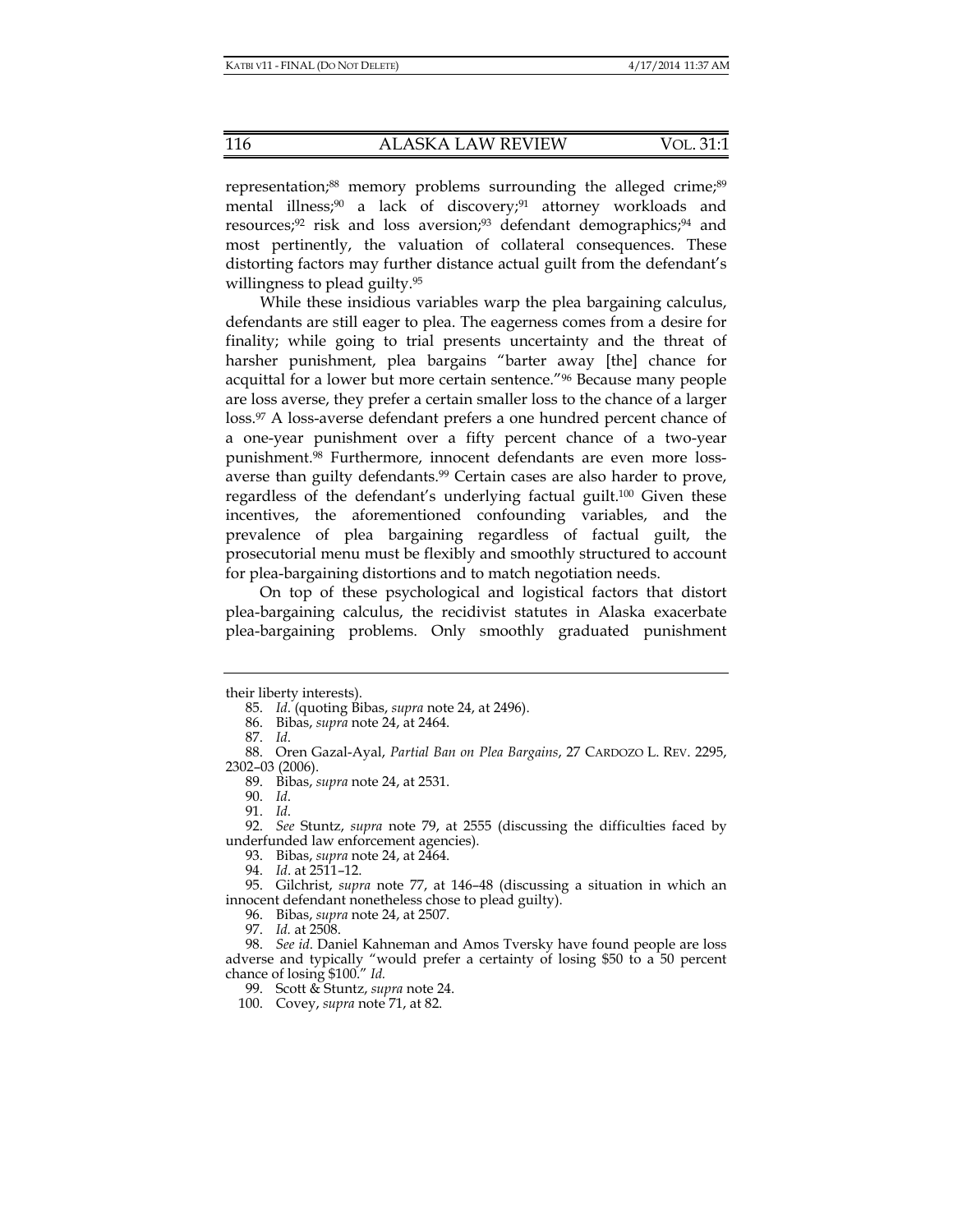representation;[88] memory problems surrounding the alleged crime;[89] mental illness;[90] a lack of discovery;[91] attorney workloads and resources;[92] risk and loss aversion;[93] defendant demographics;[94] and most pertinently, the valuation of collateral consequences. These distorting factors may further distance actual guilt from the defendant's willingness to plead guilty.[95]

While these insidious variables warp the plea bargaining calculus, defendants are still eager to plea. The eagerness comes from a desire for finality; while going to trial presents uncertainty and the threat of harsher punishment, plea bargains "barter away [the] chance for acquittal for a lower but more certain sentence."[96] Because many people are loss averse, they prefer a certain smaller loss to the chance of a larger loss.[97] A loss-averse defendant prefers a one hundred percent chance of a one-year punishment over a fifty percent chance of a two-year punishment.[98] Furthermore, innocent defendants are even more loss-averse than guilty defendants.[99] Certain cases are also harder to prove, regardless of the defendant's underlying factual guilt.[100] Given these incentives, the aforementioned confounding variables, and the prevalence of plea bargaining regardless of factual guilt, the prosecutorial menu must be flexibly and smoothly structured to account for plea-bargaining distortions and to match negotiation needs.

On top of these psychological and logistical factors that distort plea-bargaining calculus, the recidivist statutes in Alaska exacerbate plea-bargaining problems. Only smoothly graduated punishment

---

their liberty interests).

85. *Id*. (quoting Bibas, *supra* note 24, at 2496).

86. Bibas, *supra* note 24, at 2464.

87. *Id*.

88. Oren Gazal-Ayal, *Partial Ban on Plea Bargains*, 27 CARDOZO L. REV. 2295, 2302–03 (2006).

89. Bibas, *supra* note 24, at 2531.

90. *Id*.

91. *Id*.

92. *See* Stuntz, *supra* note 79, at 2555 (discussing the difficulties faced by underfunded law enforcement agencies).

93. Bibas, *supra* note 24, at 2464.

94. *Id*. at 2511–12.

95. Gilchrist, *supra* note 77, at 146–48 (discussing a situation in which an innocent defendant nonetheless chose to plead guilty).

96. Bibas, *supra* note 24, at 2507.

97. *Id.* at 2508.

98. *See id*. Daniel Kahneman and Amos Tversky have found people are loss adverse and typically "would prefer a certainty of losing $50 to a 50 percent chance of losing $100." *Id.*

99. Scott & Stuntz, *supra* note 24.

100. Covey, *supra* note 71, at 82.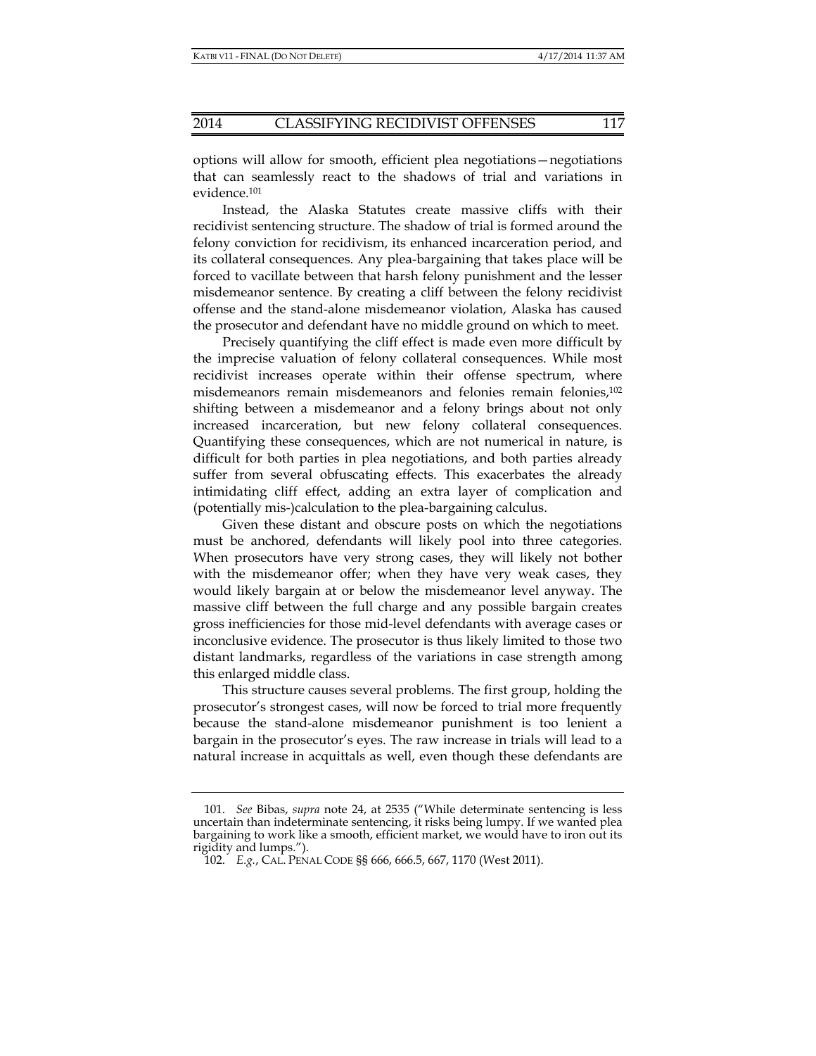options will allow for smooth, efficient plea negotiations—negotiations that can seamlessly react to the shadows of trial and variations in evidence.[101]

Instead, the Alaska Statutes create massive cliffs with their recidivist sentencing structure. The shadow of trial is formed around the felony conviction for recidivism, its enhanced incarceration period, and its collateral consequences. Any plea-bargaining that takes place will be forced to vacillate between that harsh felony punishment and the lesser misdemeanor sentence. By creating a cliff between the felony recidivist offense and the stand-alone misdemeanor violation, Alaska has caused the prosecutor and defendant have no middle ground on which to meet.

Precisely quantifying the cliff effect is made even more difficult by the imprecise valuation of felony collateral consequences. While most recidivist increases operate within their offense spectrum, where misdemeanors remain misdemeanors and felonies remain felonies,[102] shifting between a misdemeanor and a felony brings about not only increased incarceration, but new felony collateral consequences. Quantifying these consequences, which are not numerical in nature, is difficult for both parties in plea negotiations, and both parties already suffer from several obfuscating effects. This exacerbates the already intimidating cliff effect, adding an extra layer of complication and (potentially mis-)calculation to the plea-bargaining calculus.

Given these distant and obscure posts on which the negotiations must be anchored, defendants will likely pool into three categories. When prosecutors have very strong cases, they will likely not bother with the misdemeanor offer; when they have very weak cases, they would likely bargain at or below the misdemeanor level anyway. The massive cliff between the full charge and any possible bargain creates gross inefficiencies for those mid-level defendants with average cases or inconclusive evidence. The prosecutor is thus likely limited to those two distant landmarks, regardless of the variations in case strength among this enlarged middle class.

This structure causes several problems. The first group, holding the prosecutor's strongest cases, will now be forced to trial more frequently because the stand-alone misdemeanor punishment is too lenient a bargain in the prosecutor's eyes. The raw increase in trials will lead to a natural increase in acquittals as well, even though these defendants are

---

101. *See* Bibas, *supra* note 24, at 2535 ("While determinate sentencing is less uncertain than indeterminate sentencing, it risks being lumpy. If we wanted plea bargaining to work like a smooth, efficient market, we would have to iron out its rigidity and lumps.").

102. *E.g.*, CAL. PENAL CODE §§ 666, 666.5, 667, 1170 (West 2011).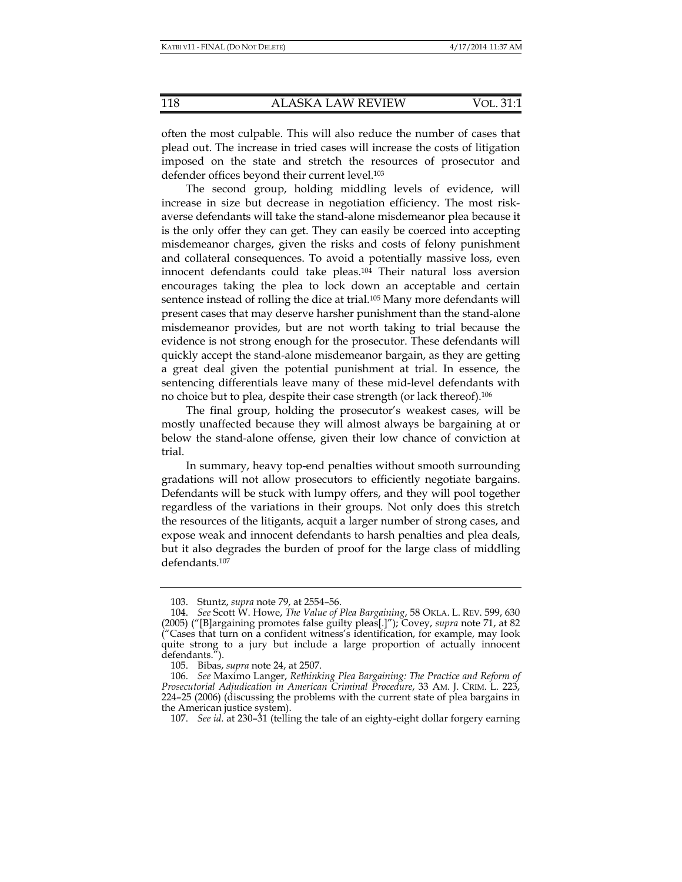often the most culpable. This will also reduce the number of cases that plead out. The increase in tried cases will increase the costs of litigation imposed on the state and stretch the resources of prosecutor and defender offices beyond their current level.[103]

The second group, holding middling levels of evidence, will increase in size but decrease in negotiation efficiency. The most risk-averse defendants will take the stand-alone misdemeanor plea because it is the only offer they can get. They can easily be coerced into accepting misdemeanor charges, given the risks and costs of felony punishment and collateral consequences. To avoid a potentially massive loss, even innocent defendants could take pleas.[104] Their natural loss aversion encourages taking the plea to lock down an acceptable and certain sentence instead of rolling the dice at trial.[105] Many more defendants will present cases that may deserve harsher punishment than the stand-alone misdemeanor provides, but are not worth taking to trial because the evidence is not strong enough for the prosecutor. These defendants will quickly accept the stand-alone misdemeanor bargain, as they are getting a great deal given the potential punishment at trial. In essence, the sentencing differentials leave many of these mid-level defendants with no choice but to plea, despite their case strength (or lack thereof).[106]

The final group, holding the prosecutor's weakest cases, will be mostly unaffected because they will almost always be bargaining at or below the stand-alone offense, given their low chance of conviction at trial.

In summary, heavy top-end penalties without smooth surrounding gradations will not allow prosecutors to efficiently negotiate bargains. Defendants will be stuck with lumpy offers, and they will pool together regardless of the variations in their groups. Not only does this stretch the resources of the litigants, acquit a larger number of strong cases, and expose weak and innocent defendants to harsh penalties and plea deals, but it also degrades the burden of proof for the large class of middling defendants.[107]

---

103. Stuntz, *supra* note 79, at 2554–56.

104. *See* Scott W. Howe, *The Value of Plea Bargaining*, 58 OKLA. L. REV. 599, 630 (2005) ("[B]argaining promotes false guilty pleas[.]"); Covey, *supra* note 71, at 82 ("Cases that turn on a confident witness's identification, for example, may look quite strong to a jury but include a large proportion of actually innocent defendants.").

105. Bibas, *supra* note 24, at 2507.

106. *See* Maximo Langer, *Rethinking Plea Bargaining: The Practice and Reform of Prosecutorial Adjudication in American Criminal Procedure*, 33 AM. J. CRIM. L. 223, 224–25 (2006) (discussing the problems with the current state of plea bargains in the American justice system).

107. *See id.* at 230–31 (telling the tale of an eighty-eight dollar forgery earning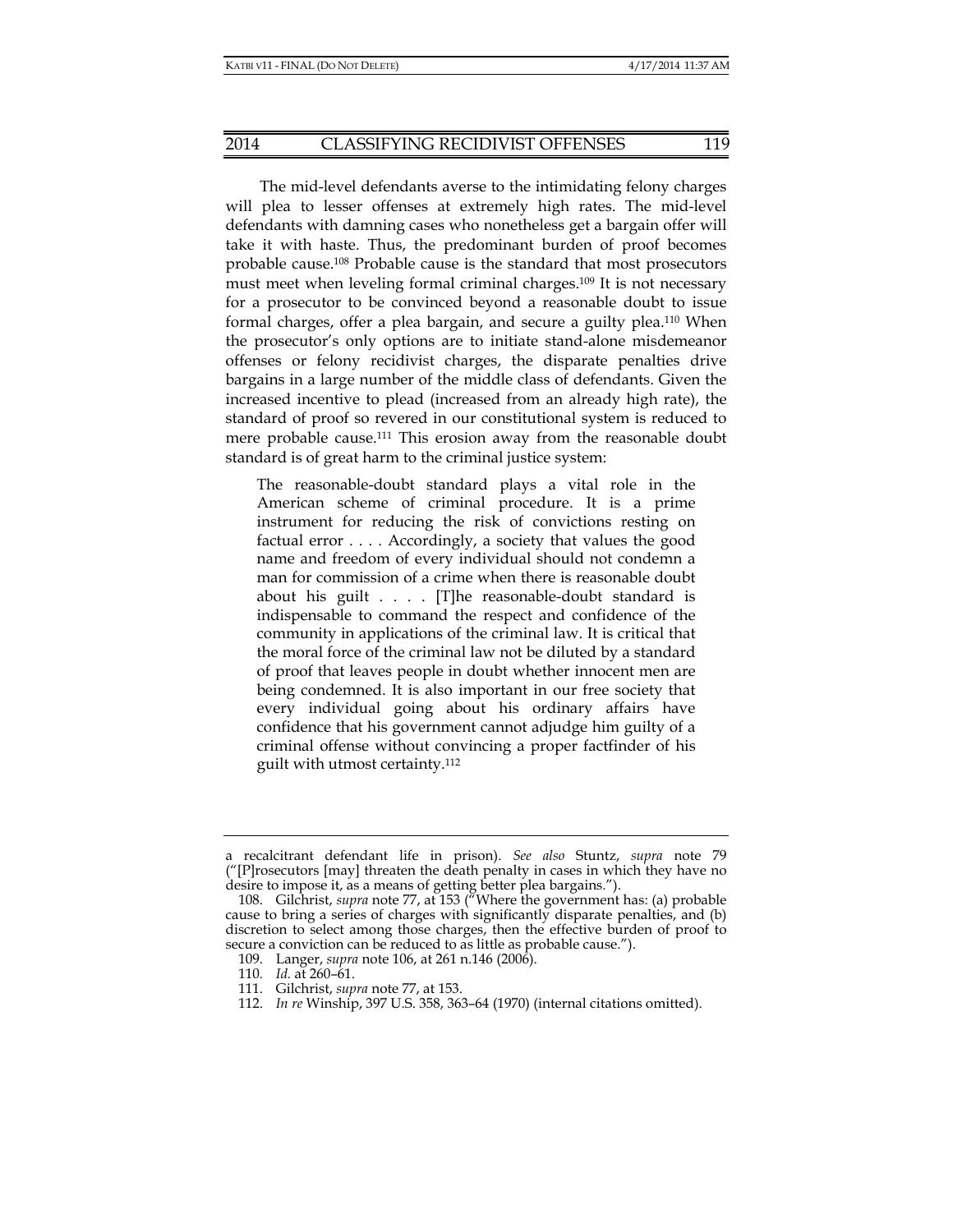The mid-level defendants averse to the intimidating felony charges will plea to lesser offenses at extremely high rates. The mid-level defendants with damning cases who nonetheless get a bargain offer will take it with haste. Thus, the predominant burden of proof becomes probable cause.[108] Probable cause is the standard that most prosecutors must meet when leveling formal criminal charges.[109] It is not necessary for a prosecutor to be convinced beyond a reasonable doubt to issue formal charges, offer a plea bargain, and secure a guilty plea.[110] When the prosecutor's only options are to initiate stand-alone misdemeanor offenses or felony recidivist charges, the disparate penalties drive bargains in a large number of the middle class of defendants. Given the increased incentive to plead (increased from an already high rate), the standard of proof so revered in our constitutional system is reduced to mere probable cause.[111] This erosion away from the reasonable doubt standard is of great harm to the criminal justice system:

> The reasonable-doubt standard plays a vital role in the American scheme of criminal procedure. It is a prime instrument for reducing the risk of convictions resting on factual error . . . . Accordingly, a society that values the good name and freedom of every individual should not condemn a man for commission of a crime when there is reasonable doubt about his guilt . . . . [T]he reasonable-doubt standard is indispensable to command the respect and confidence of the community in applications of the criminal law. It is critical that the moral force of the criminal law not be diluted by a standard of proof that leaves people in doubt whether innocent men are being condemned. It is also important in our free society that every individual going about his ordinary affairs have confidence that his government cannot adjudge him guilty of a criminal offense without convincing a proper factfinder of his guilt with utmost certainty.[112]

---

a recalcitrant defendant life in prison). *See also* Stuntz, *supra* note 79 ("[P]rosecutors [may] threaten the death penalty in cases in which they have no desire to impose it, as a means of getting better plea bargains.").

108. Gilchrist, *supra* note 77, at 153 ("Where the government has: (a) probable cause to bring a series of charges with significantly disparate penalties, and (b) discretion to select among those charges, then the effective burden of proof to secure a conviction can be reduced to as little as probable cause.").

109. Langer, *supra* note 106, at 261 n.146 (2006).

110. *Id.* at 260–61.

111. Gilchrist, *supra* note 77, at 153.

112. *In re* Winship, 397 U.S. 358, 363–64 (1970) (internal citations omitted).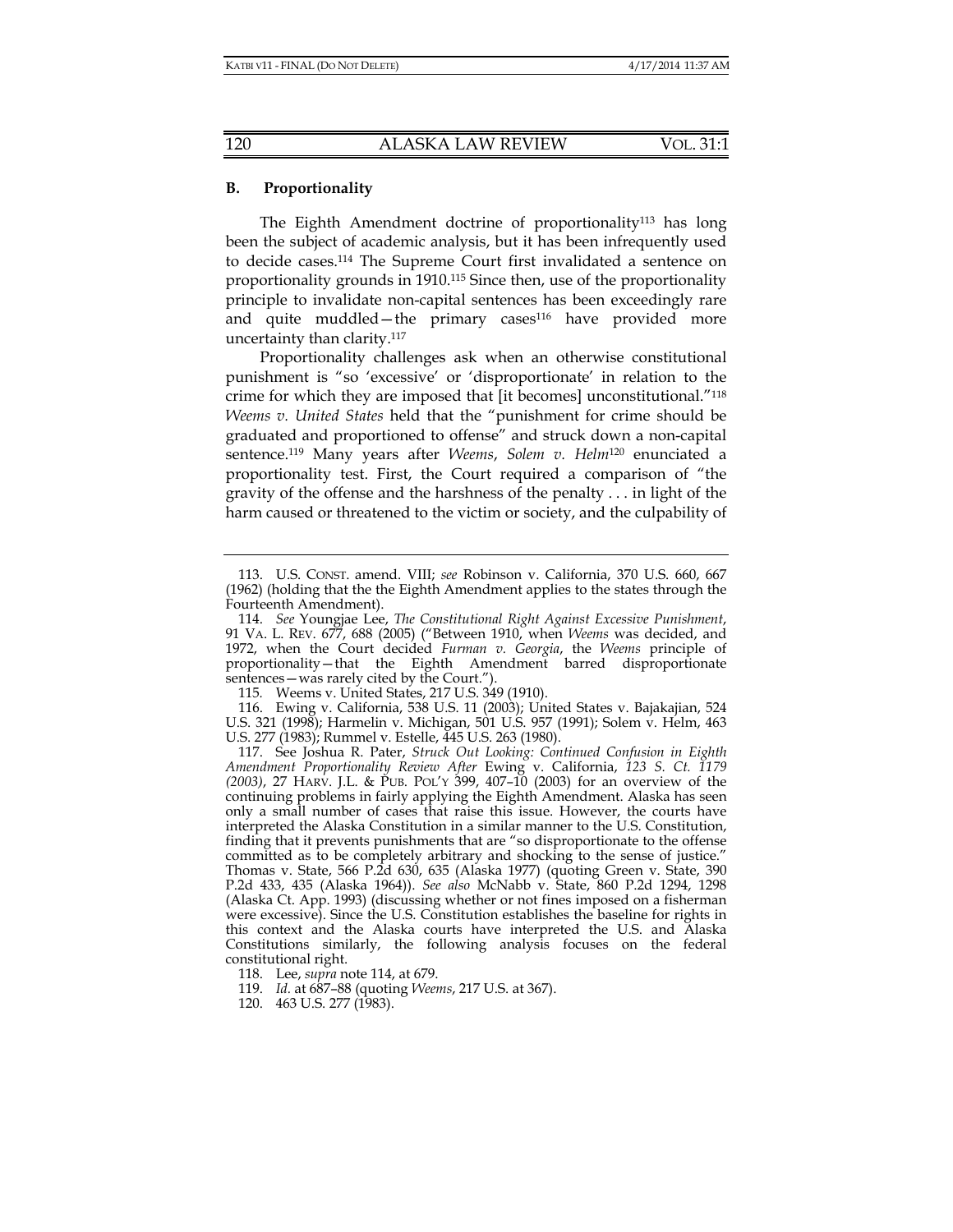### B. Proportionality

The Eighth Amendment doctrine of proportionality[113] has long been the subject of academic analysis, but it has been infrequently used to decide cases.[114] The Supreme Court first invalidated a sentence on proportionality grounds in 1910.[115] Since then, use of the proportionality principle to invalidate non-capital sentences has been exceedingly rare and quite muddled—the primary cases[116] have provided more uncertainty than clarity.[117]

Proportionality challenges ask when an otherwise constitutional punishment is "so 'excessive' or 'disproportionate' in relation to the crime for which they are imposed that [it becomes] unconstitutional."[118] *Weems v. United States* held that the "punishment for crime should be graduated and proportioned to offense" and struck down a non-capital sentence.[119] Many years after *Weems*, *Solem v. Helm*[120] enunciated a proportionality test. First, the Court required a comparison of "the gravity of the offense and the harshness of the penalty . . . in light of the harm caused or threatened to the victim or society, and the culpability of

---

113. U.S. CONST. amend. VIII; *see* Robinson v. California, 370 U.S. 660, 667 (1962) (holding that the the Eighth Amendment applies to the states through the Fourteenth Amendment).

114. *See* Youngjae Lee, *The Constitutional Right Against Excessive Punishment*, 91 VA. L. REV. 677, 688 (2005) ("Between 1910, when *Weems* was decided, and 1972, when the Court decided *Furman v. Georgia*, the *Weems* principle of proportionality—that the Eighth Amendment barred disproportionate sentences—was rarely cited by the Court.").

115. Weems v. United States, 217 U.S. 349 (1910).

116. Ewing v. California, 538 U.S. 11 (2003); United States v. Bajakajian, 524 U.S. 321 (1998); Harmelin v. Michigan, 501 U.S. 957 (1991); Solem v. Helm, 463 U.S. 277 (1983); Rummel v. Estelle, 445 U.S. 263 (1980).

117. See Joshua R. Pater, *Struck Out Looking: Continued Confusion in Eighth Amendment Proportionality Review After* Ewing v. California, *123 S. Ct. 1179 (2003)*, 27 HARV. J.L. & PUB. POL'Y 399, 407–10 (2003) for an overview of the continuing problems in fairly applying the Eighth Amendment. Alaska has seen only a small number of cases that raise this issue. However, the courts have interpreted the Alaska Constitution in a similar manner to the U.S. Constitution, finding that it prevents punishments that are "so disproportionate to the offense committed as to be completely arbitrary and shocking to the sense of justice." Thomas v. State, 566 P.2d 630, 635 (Alaska 1977) (quoting Green v. State, 390 P.2d 433, 435 (Alaska 1964)). *See also* McNabb v. State, 860 P.2d 1294, 1298 (Alaska Ct. App. 1993) (discussing whether or not fines imposed on a fisherman were excessive). Since the U.S. Constitution establishes the baseline for rights in this context and the Alaska courts have interpreted the U.S. and Alaska Constitutions similarly, the following analysis focuses on the federal constitutional right.

118. Lee, *supra* note 114, at 679.

119. *Id.* at 687–88 (quoting *Weems*, 217 U.S. at 367).

120. 463 U.S. 277 (1983).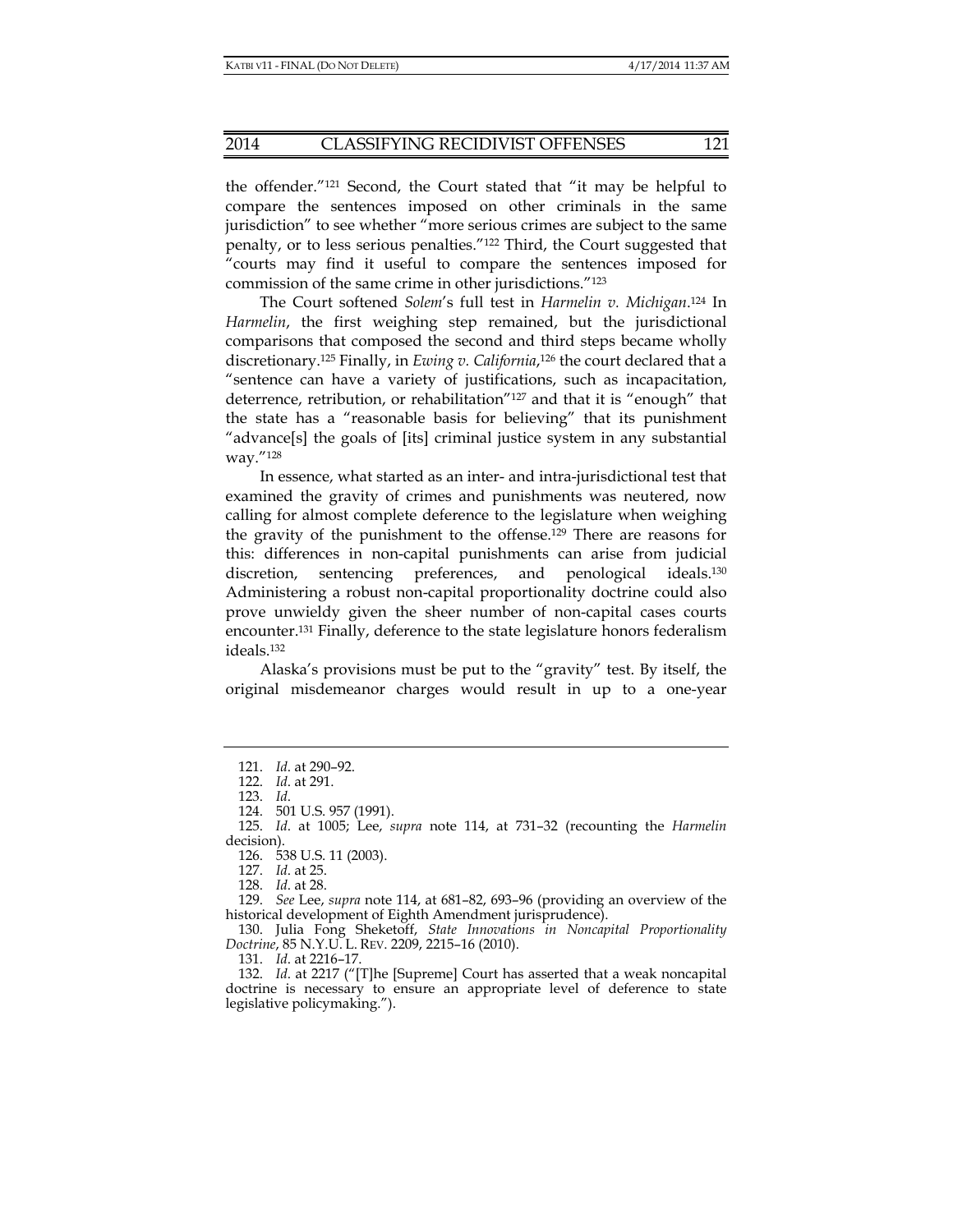the offender."[121] Second, the Court stated that "it may be helpful to compare the sentences imposed on other criminals in the same jurisdiction" to see whether "more serious crimes are subject to the same penalty, or to less serious penalties."[122] Third, the Court suggested that "courts may find it useful to compare the sentences imposed for commission of the same crime in other jurisdictions."[123]

The Court softened *Solem*'s full test in *Harmelin v. Michigan*.[124] In *Harmelin*, the first weighing step remained, but the jurisdictional comparisons that composed the second and third steps became wholly discretionary.[125] Finally, in *Ewing v. California*,[126] the court declared that a "sentence can have a variety of justifications, such as incapacitation, deterrence, retribution, or rehabilitation"[127] and that it is "enough" that the state has a "reasonable basis for believing" that its punishment "advance[s] the goals of [its] criminal justice system in any substantial way."[128]

In essence, what started as an inter- and intra-jurisdictional test that examined the gravity of crimes and punishments was neutered, now calling for almost complete deference to the legislature when weighing the gravity of the punishment to the offense.[129] There are reasons for this: differences in non-capital punishments can arise from judicial discretion, sentencing preferences, and penological ideals.[130] Administering a robust non-capital proportionality doctrine could also prove unwieldy given the sheer number of non-capital cases courts encounter.[131] Finally, deference to the state legislature honors federalism ideals.[132]

Alaska's provisions must be put to the "gravity" test. By itself, the original misdemeanor charges would result in up to a one-year

---

121. *Id.* at 290–92.

122. *Id.* at 291.

123. *Id*.

124. 501 U.S. 957 (1991).

125. *Id.* at 1005; Lee, *supra* note 114, at 731–32 (recounting the *Harmelin* decision).

126. 538 U.S. 11 (2003).

127. *Id.* at 25.

128. *Id.* at 28.

129. *See* Lee, *supra* note 114, at 681–82, 693–96 (providing an overview of the historical development of Eighth Amendment jurisprudence).

130. Julia Fong Sheketoff, *State Innovations in Noncapital Proportionality Doctrine*, 85 N.Y.U. L. REV. 2209, 2215–16 (2010).

131. *Id.* at 2216–17.

132. *Id.* at 2217 ("[T]he [Supreme] Court has asserted that a weak noncapital doctrine is necessary to ensure an appropriate level of deference to state legislative policymaking.").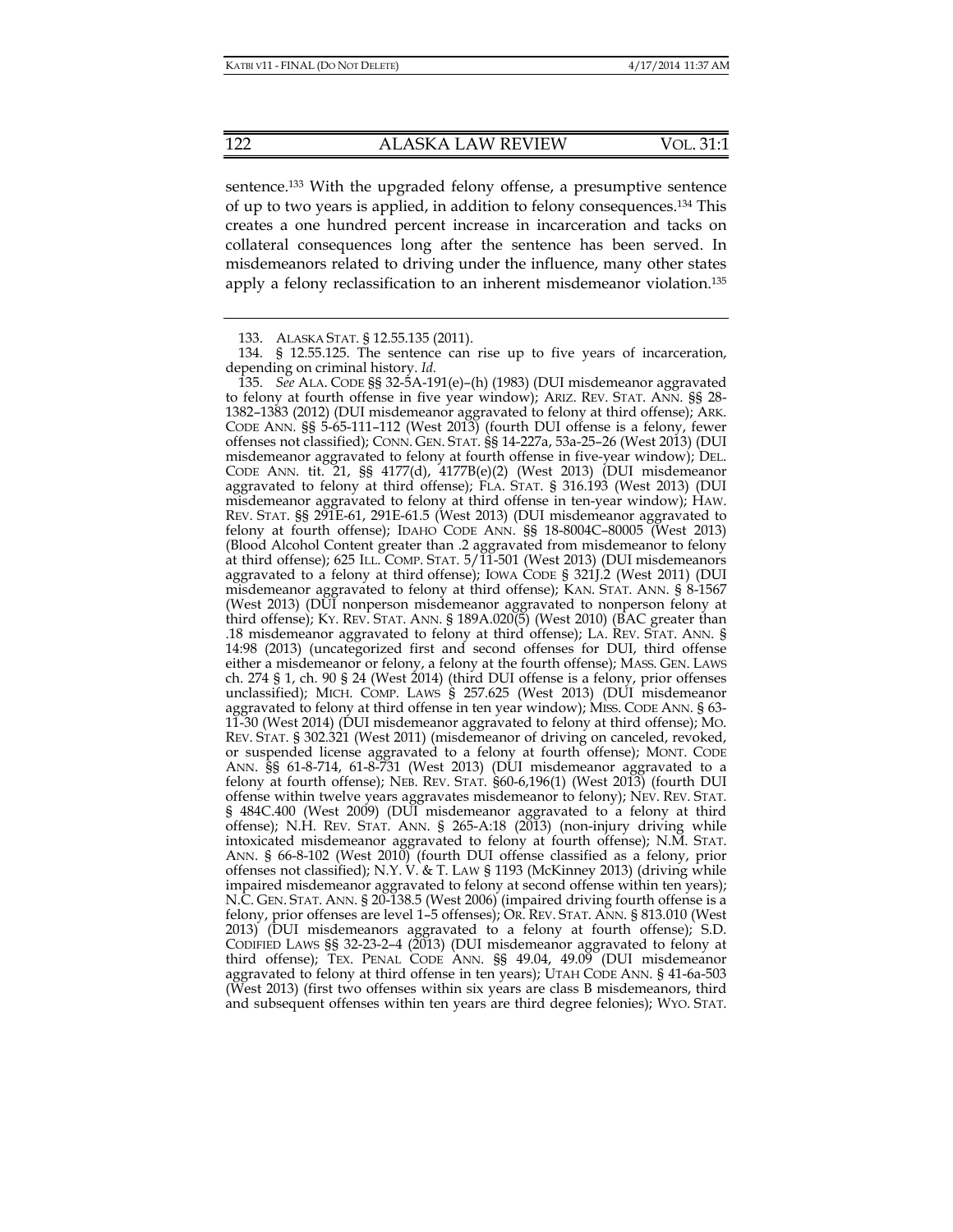sentence.[133] With the upgraded felony offense, a presumptive sentence of up to two years is applied, in addition to felony consequences.[134] This creates a one hundred percent increase in incarceration and tacks on collateral consequences long after the sentence has been served. In misdemeanors related to driving under the influence, many other states apply a felony reclassification to an inherent misdemeanor violation.[135]

---

133. ALASKA STAT. § 12.55.135 (2011).

134. § 12.55.125. The sentence can rise up to five years of incarceration, depending on criminal history. *Id.*

135. *See* ALA. CODE §§ 32-5A-191(e)–(h) (1983) (DUI misdemeanor aggravated to felony at fourth offense in five year window); ARIZ. REV. STAT. ANN. §§ 28-1382–1383 (2012) (DUI misdemeanor aggravated to felony at third offense); ARK. CODE ANN. §§ 5-65-111–112 (West 2013) (fourth DUI offense is a felony, fewer offenses not classified); CONN. GEN. STAT. §§ 14-227a, 53a-25–26 (West 2013) (DUI misdemeanor aggravated to felony at fourth offense in five-year window); DEL. CODE ANN. tit. 21, §§ 4177(d), 4177B(e)(2) (West 2013) (DUI misdemeanor aggravated to felony at third offense); FLA. STAT. § 316.193 (West 2013) (DUI misdemeanor aggravated to felony at third offense in ten-year window); HAW. REV. STAT. §§ 291E-61, 291E-61.5 (West 2013) (DUI misdemeanor aggravated to felony at fourth offense); IDAHO CODE ANN. §§ 18-8004C–80005 (West 2013) (Blood Alcohol Content greater than .2 aggravated from misdemeanor to felony at third offense); 625 ILL. COMP. STAT. 5/11-501 (West 2013) (DUI misdemeanors aggravated to a felony at third offense); IOWA CODE § 321J.2 (West 2011) (DUI misdemeanor aggravated to felony at third offense); KAN. STAT. ANN. § 8-1567 (West 2013) (DUI nonperson misdemeanor aggravated to nonperson felony at third offense); KY. REV. STAT. ANN. § 189A.020(5) (West 2010) (BAC greater than .18 misdemeanor aggravated to felony at third offense); LA. REV. STAT. ANN. § 14:98 (2013) (uncategorized first and second offenses for DUI, third offense either a misdemeanor or felony, a felony at the fourth offense); MASS. GEN. LAWS ch. 274 § 1, ch. 90 § 24 (West 2014) (third DUI offense is a felony, prior offenses unclassified); MICH. COMP. LAWS § 257.625 (West 2013) (DUI misdemeanor aggravated to felony at third offense in ten year window); MISS. CODE ANN. § 63-11-30 (West 2014) (DUI misdemeanor aggravated to felony at third offense); MO. REV. STAT. § 302.321 (West 2011) (misdemeanor of driving on canceled, revoked, or suspended license aggravated to a felony at fourth offense); MONT. CODE ANN. §§ 61-8-714, 61-8-731 (West 2013) (DUI misdemeanor aggravated to a felony at fourth offense); NEB. REV. STAT. §60-6,196(1) (West 2013) (fourth DUI offense within twelve years aggravates misdemeanor to felony); NEV. REV. STAT. § 484C.400 (West 2009) (DUI misdemeanor aggravated to a felony at third offense); N.H. REV. STAT. ANN. § 265-A:18 (2013) (non-injury driving while intoxicated misdemeanor aggravated to felony at fourth offense); N.M. STAT. ANN. § 66-8-102 (West 2010) (fourth DUI offense classified as a felony, prior offenses not classified); N.Y. V. & T. LAW § 1193 (McKinney 2013) (driving while impaired misdemeanor aggravated to felony at second offense within ten years); N.C. GEN. STAT. ANN. § 20-138.5 (West 2006) (impaired driving fourth offense is a felony, prior offenses are level 1–5 offenses); OR. REV. STAT. ANN. § 813.010 (West 2013) (DUI misdemeanors aggravated to a felony at fourth offense); S.D. CODIFIED LAWS §§ 32-23-2–4 (2013) (DUI misdemeanor aggravated to felony at third offense); TEX. PENAL CODE ANN. §§ 49.04, 49.09 (DUI misdemeanor aggravated to felony at third offense in ten years); UTAH CODE ANN. § 41-6a-503 (West 2013) (first two offenses within six years are class B misdemeanors, third and subsequent offenses within ten years are third degree felonies); WYO. STAT.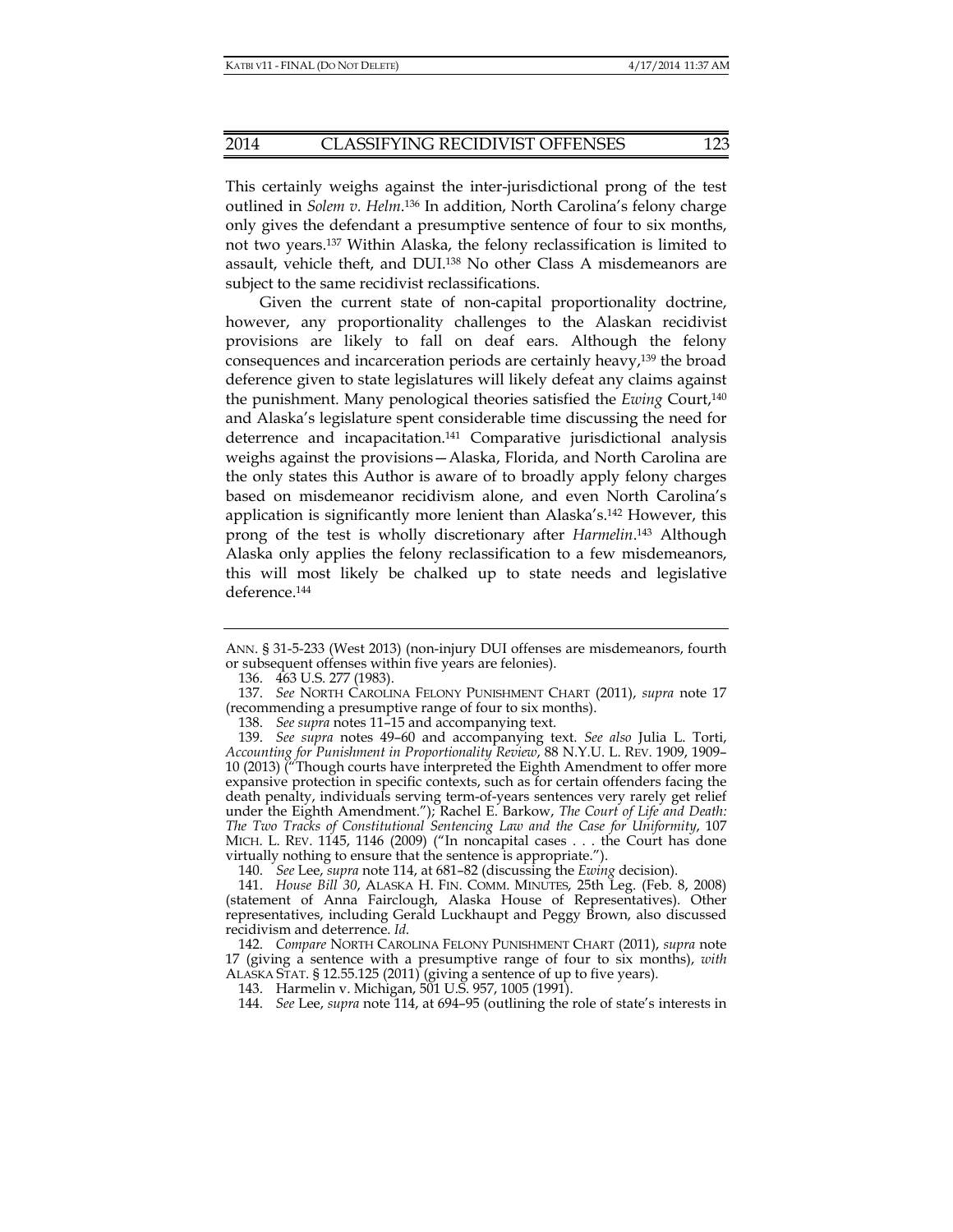This certainly weighs against the inter-jurisdictional prong of the test outlined in *Solem v. Helm*.[136] In addition, North Carolina's felony charge only gives the defendant a presumptive sentence of four to six months, not two years.[137] Within Alaska, the felony reclassification is limited to assault, vehicle theft, and DUI.[138] No other Class A misdemeanors are subject to the same recidivist reclassifications.

Given the current state of non-capital proportionality doctrine, however, any proportionality challenges to the Alaskan recidivist provisions are likely to fall on deaf ears. Although the felony consequences and incarceration periods are certainly heavy,[139] the broad deference given to state legislatures will likely defeat any claims against the punishment. Many penological theories satisfied the *Ewing* Court,[140] and Alaska's legislature spent considerable time discussing the need for deterrence and incapacitation.[141] Comparative jurisdictional analysis weighs against the provisions—Alaska, Florida, and North Carolina are the only states this Author is aware of to broadly apply felony charges based on misdemeanor recidivism alone, and even North Carolina's application is significantly more lenient than Alaska's.[142] However, this prong of the test is wholly discretionary after *Harmelin*.[143] Although Alaska only applies the felony reclassification to a few misdemeanors, this will most likely be chalked up to state needs and legislative deference.[144]

---

ANN. § 31-5-233 (West 2013) (non-injury DUI offenses are misdemeanors, fourth or subsequent offenses within five years are felonies).

136. 463 U.S. 277 (1983).

137. *See* NORTH CAROLINA FELONY PUNISHMENT CHART (2011), *supra* note 17 (recommending a presumptive range of four to six months).

138. *See supra* notes 11–15 and accompanying text.

139. *See supra* notes 49–60 and accompanying text. *See also* Julia L. Torti, *Accounting for Punishment in Proportionality Review*, 88 N.Y.U. L. REV. 1909, 1909–10 (2013) ("Though courts have interpreted the Eighth Amendment to offer more expansive protection in specific contexts, such as for certain offenders facing the death penalty, individuals serving term-of-years sentences very rarely get relief under the Eighth Amendment."); Rachel E. Barkow, *The Court of Life and Death: The Two Tracks of Constitutional Sentencing Law and the Case for Uniformity*, 107 MICH. L. REV. 1145, 1146 (2009) ("In noncapital cases . . . the Court has done virtually nothing to ensure that the sentence is appropriate.").

140. *See* Lee, *supra* note 114, at 681–82 (discussing the *Ewing* decision).

141. *House Bill 30*, ALASKA H. FIN. COMM. MINUTES, 25th Leg. (Feb. 8, 2008) (statement of Anna Fairclough, Alaska House of Representatives). Other representatives, including Gerald Luckhaupt and Peggy Brown, also discussed recidivism and deterrence. *Id.*

142. *Compare* NORTH CAROLINA FELONY PUNISHMENT CHART (2011), *supra* note 17 (giving a sentence with a presumptive range of four to six months), *with* ALASKA STAT. § 12.55.125 (2011) (giving a sentence of up to five years).

143. Harmelin v. Michigan, 501 U.S. 957, 1005 (1991).

144. *See* Lee, *supra* note 114, at 694–95 (outlining the role of state's interests in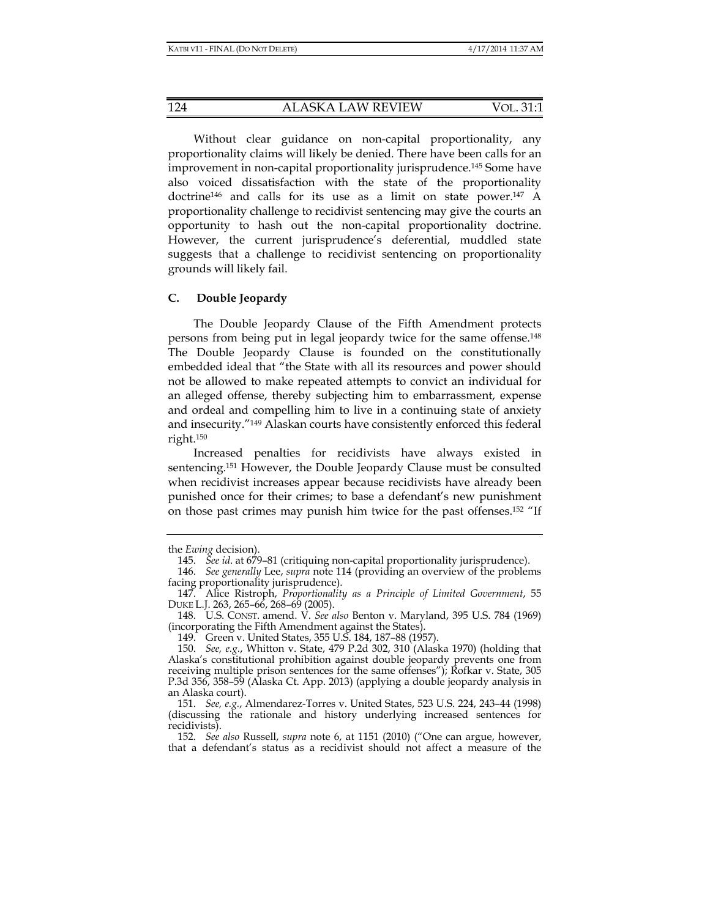Without clear guidance on non-capital proportionality, any proportionality claims will likely be denied. There have been calls for an improvement in non-capital proportionality jurisprudence.[145] Some have also voiced dissatisfaction with the state of the proportionality doctrine[146] and calls for its use as a limit on state power.[147] A proportionality challenge to recidivist sentencing may give the courts an opportunity to hash out the non-capital proportionality doctrine. However, the current jurisprudence's deferential, muddled state suggests that a challenge to recidivist sentencing on proportionality grounds will likely fail.

### C. Double Jeopardy

The Double Jeopardy Clause of the Fifth Amendment protects persons from being put in legal jeopardy twice for the same offense.[148] The Double Jeopardy Clause is founded on the constitutionally embedded ideal that "the State with all its resources and power should not be allowed to make repeated attempts to convict an individual for an alleged offense, thereby subjecting him to embarrassment, expense and ordeal and compelling him to live in a continuing state of anxiety and insecurity."[149] Alaskan courts have consistently enforced this federal right.[150]

Increased penalties for recidivists have always existed in sentencing.[151] However, the Double Jeopardy Clause must be consulted when recidivist increases appear because recidivists have already been punished once for their crimes; to base a defendant's new punishment on those past crimes may punish him twice for the past offenses.[152] "If

---

the *Ewing* decision).

145. *See id.* at 679–81 (critiquing non-capital proportionality jurisprudence).

146. *See generally* Lee, *supra* note 114 (providing an overview of the problems facing proportionality jurisprudence).

147. Alice Ristroph, *Proportionality as a Principle of Limited Government*, 55 DUKE L.J. 263, 265–66, 268–69 (2005).

148. U.S. CONST. amend. V. *See also* Benton v. Maryland, 395 U.S. 784 (1969) (incorporating the Fifth Amendment against the States).

149. Green v. United States, 355 U.S. 184, 187–88 (1957).

150. *See, e.g.*, Whitton v. State, 479 P.2d 302, 310 (Alaska 1970) (holding that Alaska's constitutional prohibition against double jeopardy prevents one from receiving multiple prison sentences for the same offenses"); Rofkar v. State, 305 P.3d 356, 358–59 (Alaska Ct. App. 2013) (applying a double jeopardy analysis in an Alaska court).

151. *See, e.g.*, Almendarez-Torres v. United States, 523 U.S. 224, 243–44 (1998) (discussing the rationale and history underlying increased sentences for recidivists).

152. *See also* Russell, *supra* note 6, at 1151 (2010) ("One can argue, however, that a defendant's status as a recidivist should not affect a measure of the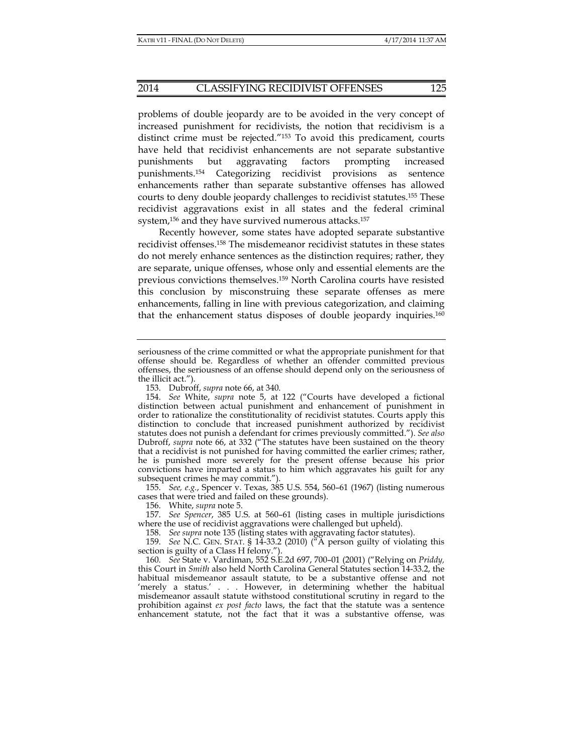problems of double jeopardy are to be avoided in the very concept of increased punishment for recidivists, the notion that recidivism is a distinct crime must be rejected."[153] To avoid this predicament, courts have held that recidivist enhancements are not separate substantive punishments but aggravating factors prompting increased punishments.[154] Categorizing recidivist provisions as sentence enhancements rather than separate substantive offenses has allowed courts to deny double jeopardy challenges to recidivist statutes.[155] These recidivist aggravations exist in all states and the federal criminal system,[156] and they have survived numerous attacks.[157]

Recently however, some states have adopted separate substantive recidivist offenses.[158] The misdemeanor recidivist statutes in these states do not merely enhance sentences as the distinction requires; rather, they are separate, unique offenses, whose only and essential elements are the previous convictions themselves.[159] North Carolina courts have resisted this conclusion by misconstruing these separate offenses as mere enhancements, falling in line with previous categorization, and claiming that the enhancement status disposes of double jeopardy inquiries.[160]

---

seriousness of the crime committed or what the appropriate punishment for that offense should be. Regardless of whether an offender committed previous offenses, the seriousness of an offense should depend only on the seriousness of the illicit act.").

153. Dubroff, *supra* note 66, at 340.

154. *See* White, *supra* note 5, at 122 ("Courts have developed a fictional distinction between actual punishment and enhancement of punishment in order to rationalize the constitutionality of recidivist statutes. Courts apply this distinction to conclude that increased punishment authorized by recidivist statutes does not punish a defendant for crimes previously committed."). *See also* Dubroff, *supra* note 66, at 332 ("The statutes have been sustained on the theory that a recidivist is not punished for having committed the earlier crimes; rather, he is punished more severely for the present offense because his prior convictions have imparted a status to him which aggravates his guilt for any subsequent crimes he may commit.").

155. *See, e.g.*, Spencer v. Texas, 385 U.S. 554, 560–61 (1967) (listing numerous cases that were tried and failed on these grounds).

156. White, *supra* note 5.

157. *See Spencer*, 385 U.S. at 560–61 (listing cases in multiple jurisdictions where the use of recidivist aggravations were challenged but upheld).

158. *See supra* note 135 (listing states with aggravating factor statutes).

159. *See* N.C. GEN. STAT. § 14-33.2 (2010) ("A person guilty of violating this section is guilty of a Class H felony.").

160. *See* State v. Vardiman, 552 S.E.2d 697, 700–01 (2001) ("Relying on *Priddy,* this Court in *Smith* also held North Carolina General Statutes section 14-33.2, the habitual misdemeanor assault statute, to be a substantive offense and not 'merely a status.' . . . However, in determining whether the habitual misdemeanor assault statute withstood constitutional scrutiny in regard to the prohibition against *ex post facto* laws, the fact that the statute was a sentence enhancement statute, not the fact that it was a substantive offense, was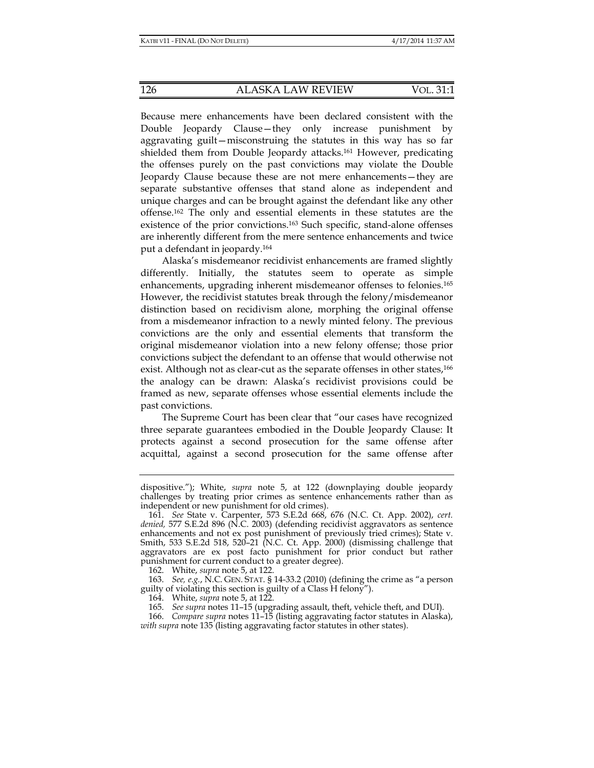Because mere enhancements have been declared consistent with the Double Jeopardy Clause—they only increase punishment by aggravating guilt—misconstruing the statutes in this way has so far shielded them from Double Jeopardy attacks.[161] However, predicating the offenses purely on the past convictions may violate the Double Jeopardy Clause because these are not mere enhancements—they are separate substantive offenses that stand alone as independent and unique charges and can be brought against the defendant like any other offense.[162] The only and essential elements in these statutes are the existence of the prior convictions.[163] Such specific, stand-alone offenses are inherently different from the mere sentence enhancements and twice put a defendant in jeopardy.[164]

Alaska's misdemeanor recidivist enhancements are framed slightly differently. Initially, the statutes seem to operate as simple enhancements, upgrading inherent misdemeanor offenses to felonies.[165] However, the recidivist statutes break through the felony/misdemeanor distinction based on recidivism alone, morphing the original offense from a misdemeanor infraction to a newly minted felony. The previous convictions are the only and essential elements that transform the original misdemeanor violation into a new felony offense; those prior convictions subject the defendant to an offense that would otherwise not exist. Although not as clear-cut as the separate offenses in other states,[166] the analogy can be drawn: Alaska's recidivist provisions could be framed as new, separate offenses whose essential elements include the past convictions.

The Supreme Court has been clear that "our cases have recognized three separate guarantees embodied in the Double Jeopardy Clause: It protects against a second prosecution for the same offense after acquittal, against a second prosecution for the same offense after

---

dispositive."); White, *supra* note 5, at 122 (downplaying double jeopardy challenges by treating prior crimes as sentence enhancements rather than as independent or new punishment for old crimes).

161. *See* State v. Carpenter, 573 S.E.2d 668, 676 (N.C. Ct. App. 2002), *cert. denied,* 577 S.E.2d 896 (N.C. 2003) (defending recidivist aggravators as sentence enhancements and not ex post punishment of previously tried crimes); State v. Smith, 533 S.E.2d 518, 520–21 (N.C. Ct. App. 2000) (dismissing challenge that aggravators are ex post facto punishment for prior conduct but rather punishment for current conduct to a greater degree).

162. White, *supra* note 5, at 122.

163. *See, e.g.*, N.C. GEN. STAT. § 14-33.2 (2010) (defining the crime as "a person guilty of violating this section is guilty of a Class H felony").

164. White, *supra* note 5, at 122.

165. *See supra* notes 11–15 (upgrading assault, theft, vehicle theft, and DUI).

166. *Compare supra* notes 11–15 (listing aggravating factor statutes in Alaska), *with supra* note 135 (listing aggravating factor statutes in other states).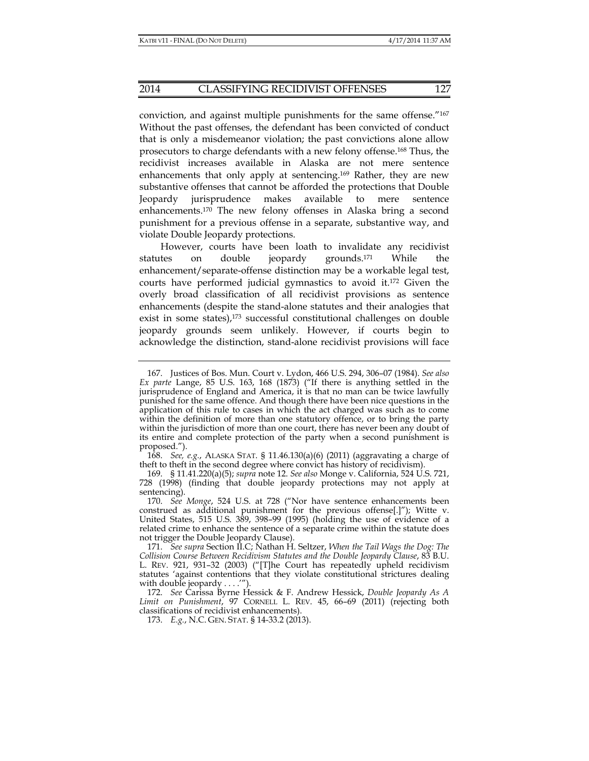conviction, and against multiple punishments for the same offense."[167] Without the past offenses, the defendant has been convicted of conduct that is only a misdemeanor violation; the past convictions alone allow prosecutors to charge defendants with a new felony offense.[168] Thus, the recidivist increases available in Alaska are not mere sentence enhancements that only apply at sentencing.[169] Rather, they are new substantive offenses that cannot be afforded the protections that Double Jeopardy jurisprudence makes available to mere sentence enhancements.[170] The new felony offenses in Alaska bring a second punishment for a previous offense in a separate, substantive way, and violate Double Jeopardy protections.

However, courts have been loath to invalidate any recidivist statutes on double jeopardy grounds.[171] While the enhancement/separate-offense distinction may be a workable legal test, courts have performed judicial gymnastics to avoid it.[172] Given the overly broad classification of all recidivist provisions as sentence enhancements (despite the stand-alone statutes and their analogies that exist in some states),[173] successful constitutional challenges on double jeopardy grounds seem unlikely. However, if courts begin to acknowledge the distinction, stand-alone recidivist provisions will face

---

167. Justices of Bos. Mun. Court v. Lydon, 466 U.S. 294, 306–07 (1984). *See also Ex parte* Lange, 85 U.S. 163, 168 (1873) ("If there is anything settled in the jurisprudence of England and America, it is that no man can be twice lawfully punished for the same offence. And though there have been nice questions in the application of this rule to cases in which the act charged was such as to come within the definition of more than one statutory offence, or to bring the party within the jurisdiction of more than one court, there has never been any doubt of its entire and complete protection of the party when a second punishment is proposed.").

168. *See, e.g.*, ALASKA STAT. § 11.46.130(a)(6) (2011) (aggravating a charge of theft to theft in the second degree where convict has history of recidivism).

169. § 11.41.220(a)(5); *supra* note 12. *See also* Monge v. California, 524 U.S. 721, 728 (1998) (finding that double jeopardy protections may not apply at sentencing).

170. *See Monge*, 524 U.S. at 728 ("Nor have sentence enhancements been construed as additional punishment for the previous offense[.]"); Witte v. United States, 515 U.S. 389, 398–99 (1995) (holding the use of evidence of a related crime to enhance the sentence of a separate crime within the statute does not trigger the Double Jeopardy Clause).

171. *See supra* Section II.C; Nathan H. Seltzer, *When the Tail Wags the Dog: The Collision Course Between Recidivism Statutes and the Double Jeopardy Clause*, 83 B.U. L. REV. 921, 931–32 (2003) ("[T]he Court has repeatedly upheld recidivism statutes 'against contentions that they violate constitutional strictures dealing with double jeopardy . . . .'").

172. *See* Carissa Byrne Hessick & F. Andrew Hessick, *Double Jeopardy As A Limit on Punishment*, 97 CORNELL L. REV. 45, 66–69 (2011) (rejecting both classifications of recidivist enhancements).

173. *E.g.*, N.C. GEN. STAT. § 14-33.2 (2013).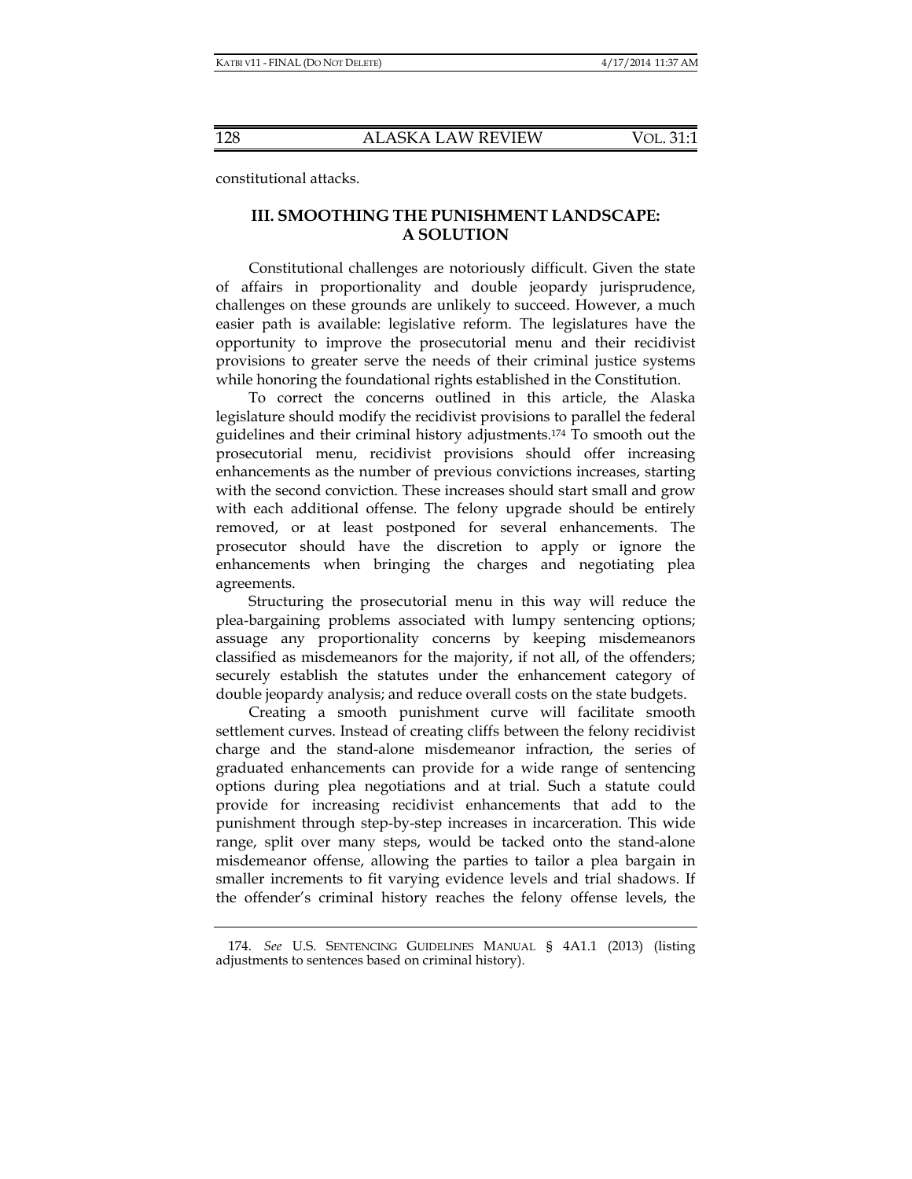constitutional attacks.

## III. SMOOTHING THE PUNISHMENT LANDSCAPE: A SOLUTION

Constitutional challenges are notoriously difficult. Given the state of affairs in proportionality and double jeopardy jurisprudence, challenges on these grounds are unlikely to succeed. However, a much easier path is available: legislative reform. The legislatures have the opportunity to improve the prosecutorial menu and their recidivist provisions to greater serve the needs of their criminal justice systems while honoring the foundational rights established in the Constitution.

To correct the concerns outlined in this article, the Alaska legislature should modify the recidivist provisions to parallel the federal guidelines and their criminal history adjustments.[174] To smooth out the prosecutorial menu, recidivist provisions should offer increasing enhancements as the number of previous convictions increases, starting with the second conviction. These increases should start small and grow with each additional offense. The felony upgrade should be entirely removed, or at least postponed for several enhancements. The prosecutor should have the discretion to apply or ignore the enhancements when bringing the charges and negotiating plea agreements.

Structuring the prosecutorial menu in this way will reduce the plea-bargaining problems associated with lumpy sentencing options; assuage any proportionality concerns by keeping misdemeanors classified as misdemeanors for the majority, if not all, of the offenders; securely establish the statutes under the enhancement category of double jeopardy analysis; and reduce overall costs on the state budgets.

Creating a smooth punishment curve will facilitate smooth settlement curves. Instead of creating cliffs between the felony recidivist charge and the stand-alone misdemeanor infraction, the series of graduated enhancements can provide for a wide range of sentencing options during plea negotiations and at trial. Such a statute could provide for increasing recidivist enhancements that add to the punishment through step-by-step increases in incarceration. This wide range, split over many steps, would be tacked onto the stand-alone misdemeanor offense, allowing the parties to tailor a plea bargain in smaller increments to fit varying evidence levels and trial shadows. If the offender's criminal history reaches the felony offense levels, the

---

174. *See* U.S. SENTENCING GUIDELINES MANUAL § 4A1.1 (2013) (listing adjustments to sentences based on criminal history).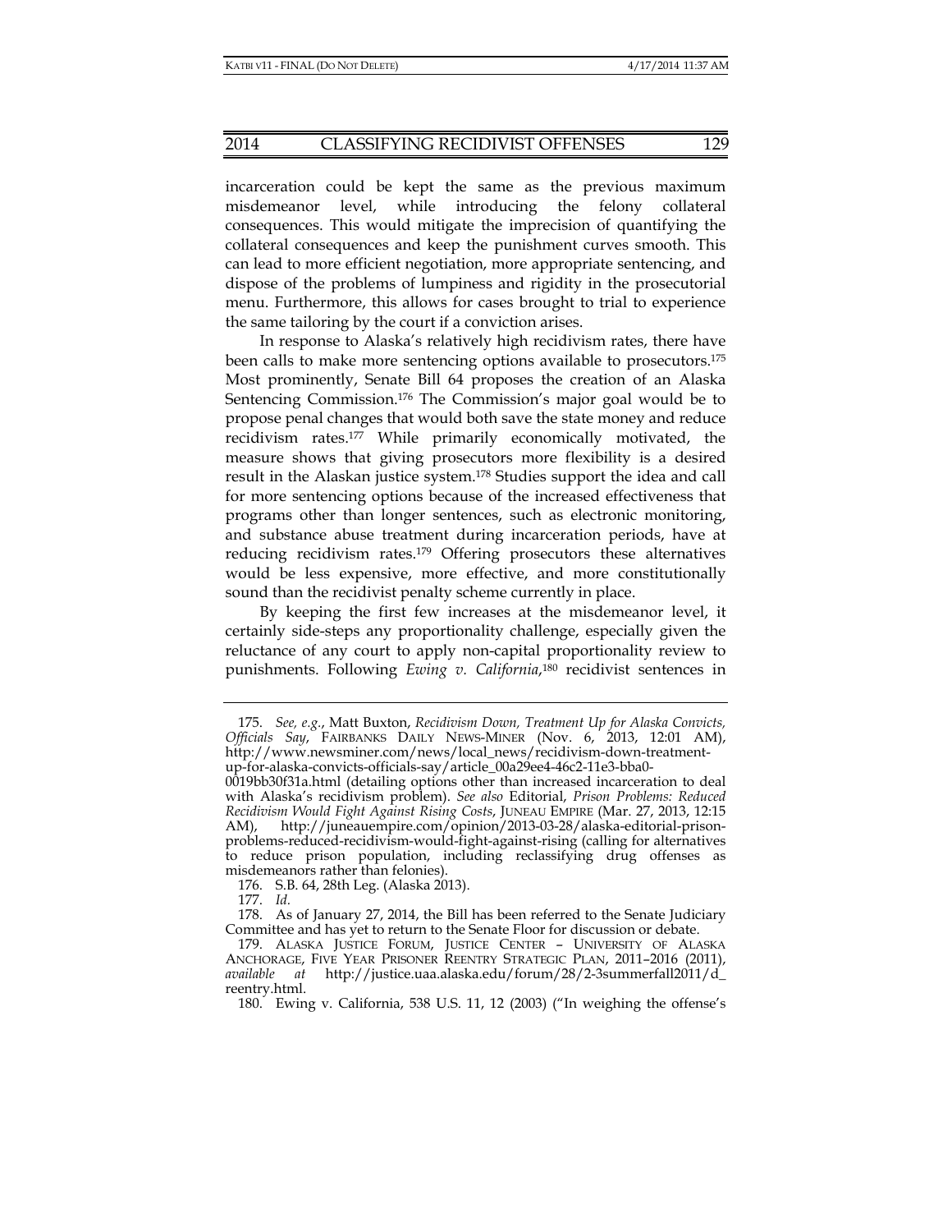incarceration could be kept the same as the previous maximum misdemeanor level, while introducing the felony collateral consequences. This would mitigate the imprecision of quantifying the collateral consequences and keep the punishment curves smooth. This can lead to more efficient negotiation, more appropriate sentencing, and dispose of the problems of lumpiness and rigidity in the prosecutorial menu. Furthermore, this allows for cases brought to trial to experience the same tailoring by the court if a conviction arises.

In response to Alaska's relatively high recidivism rates, there have been calls to make more sentencing options available to prosecutors.[175] Most prominently, Senate Bill 64 proposes the creation of an Alaska Sentencing Commission.[176] The Commission's major goal would be to propose penal changes that would both save the state money and reduce recidivism rates.[177] While primarily economically motivated, the measure shows that giving prosecutors more flexibility is a desired result in the Alaskan justice system.[178] Studies support the idea and call for more sentencing options because of the increased effectiveness that programs other than longer sentences, such as electronic monitoring, and substance abuse treatment during incarceration periods, have at reducing recidivism rates.[179] Offering prosecutors these alternatives would be less expensive, more effective, and more constitutionally sound than the recidivist penalty scheme currently in place.

By keeping the first few increases at the misdemeanor level, it certainly side-steps any proportionality challenge, especially given the reluctance of any court to apply non-capital proportionality review to punishments. Following *Ewing v. California*,[180] recidivist sentences in

---

175. *See, e.g.*, Matt Buxton, *Recidivism Down, Treatment Up for Alaska Convicts, Officials Say*, FAIRBANKS DAILY NEWS-MINER (Nov. 6, 2013, 12:01 AM), http://www.newsminer.com/news/local_news/recidivism-down-treatment-up-for-alaska-convicts-officials-say/article_00a29ee4-46c2-11e3-bba0-0019bb30f31a.html (detailing options other than increased incarceration to deal with Alaska's recidivism problem). *See also* Editorial, *Prison Problems: Reduced Recidivism Would Fight Against Rising Costs*, JUNEAU EMPIRE (Mar. 27, 2013, 12:15 AM), http://juneauempire.com/opinion/2013-03-28/alaska-editorial-prison-problems-reduced-recidivism-would-fight-against-rising (calling for alternatives to reduce prison population, including reclassifying drug offenses as misdemeanors rather than felonies).

176. S.B. 64, 28th Leg. (Alaska 2013).

177. *Id.*

178. As of January 27, 2014, the Bill has been referred to the Senate Judiciary Committee and has yet to return to the Senate Floor for discussion or debate.

179. ALASKA JUSTICE FORUM, JUSTICE CENTER – UNIVERSITY OF ALASKA ANCHORAGE, FIVE YEAR PRISONER REENTRY STRATEGIC PLAN, 2011–2016 (2011), *available at* http://justice.uaa.alaska.edu/forum/28/2-3summerfall2011/d_reentry.html.

180. Ewing v. California, 538 U.S. 11, 12 (2003) ("In weighing the offense's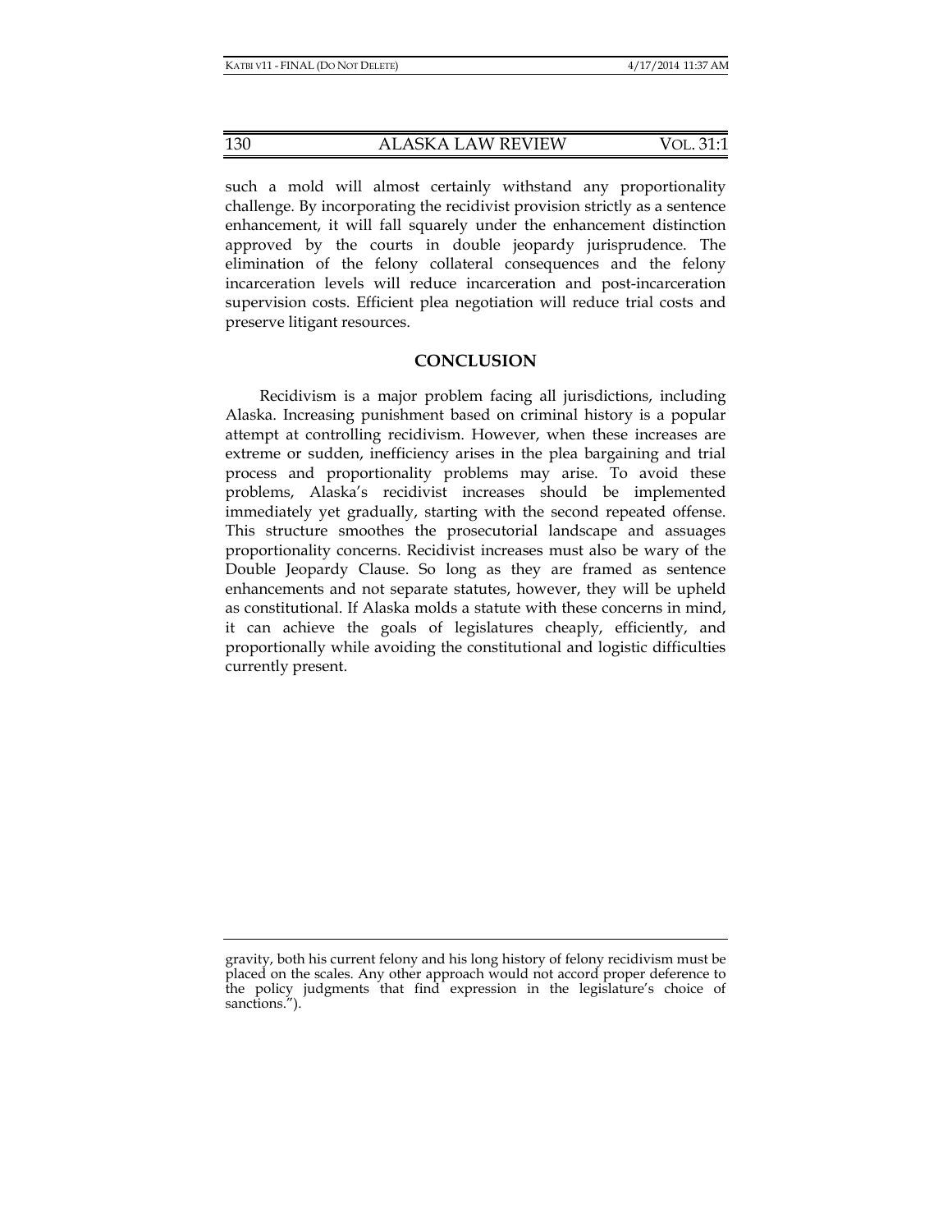such a mold will almost certainly withstand any proportionality challenge. By incorporating the recidivist provision strictly as a sentence enhancement, it will fall squarely under the enhancement distinction approved by the courts in double jeopardy jurisprudence. The elimination of the felony collateral consequences and the felony incarceration levels will reduce incarceration and post-incarceration supervision costs. Efficient plea negotiation will reduce trial costs and preserve litigant resources.

## CONCLUSION

Recidivism is a major problem facing all jurisdictions, including Alaska. Increasing punishment based on criminal history is a popular attempt at controlling recidivism. However, when these increases are extreme or sudden, inefficiency arises in the plea bargaining and trial process and proportionality problems may arise. To avoid these problems, Alaska's recidivist increases should be implemented immediately yet gradually, starting with the second repeated offense. This structure smoothes the prosecutorial landscape and assuages proportionality concerns. Recidivist increases must also be wary of the Double Jeopardy Clause. So long as they are framed as sentence enhancements and not separate statutes, however, they will be upheld as constitutional. If Alaska molds a statute with these concerns in mind, it can achieve the goals of legislatures cheaply, efficiently, and proportionally while avoiding the constitutional and logistic difficulties currently present.

---

gravity, both his current felony and his long history of felony recidivism must be placed on the scales. Any other approach would not accord proper deference to the policy judgments that find expression in the legislature's choice of sanctions.").